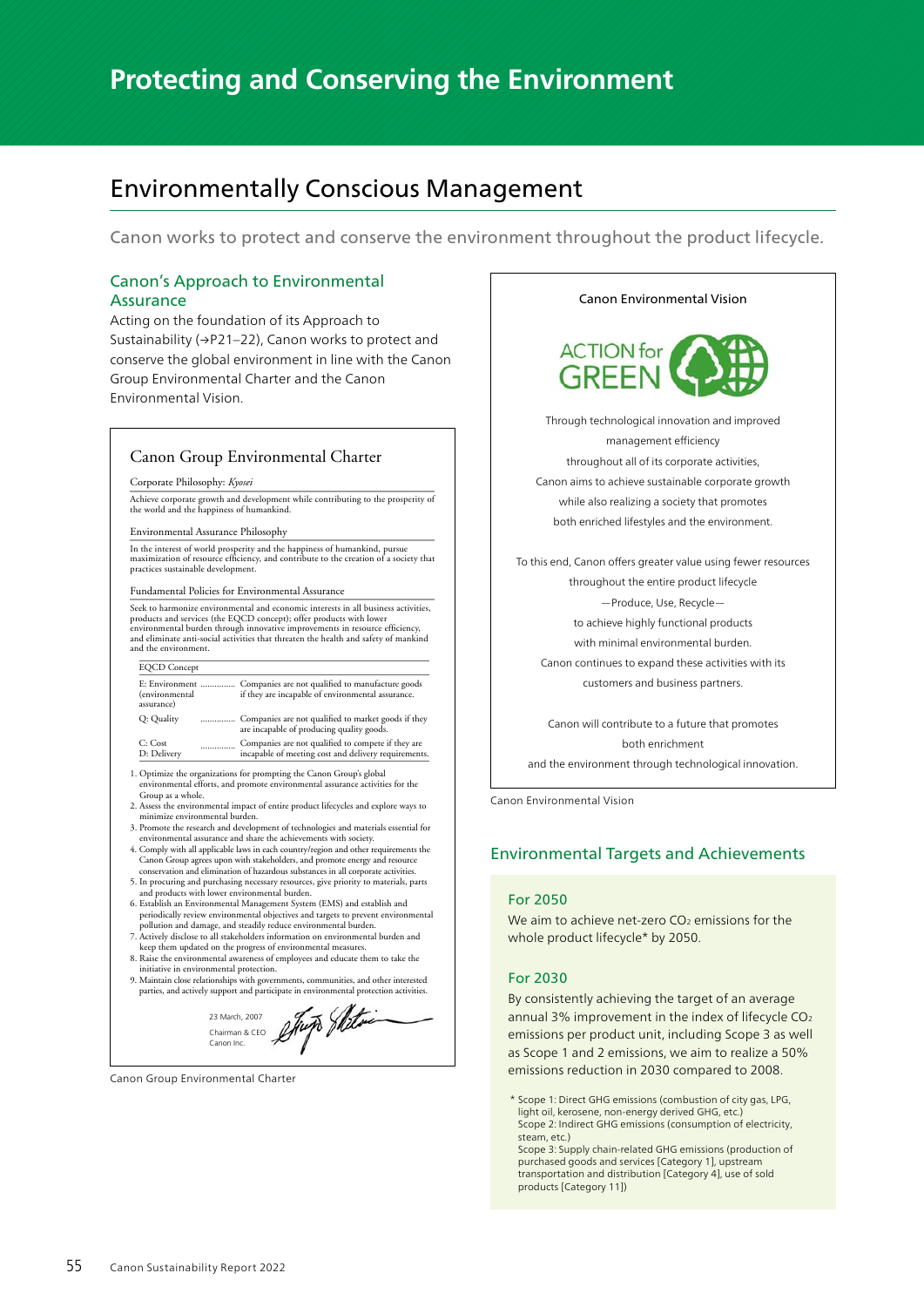# Protecting and Conserving the Environment

## Environmentally Conscious Management

Canon works to protect and conserve the environment throughout the product lifecycle.

### Canon's Approach to Environmental Assurance

Acting on the foundation of its Approach to Sustainability (→P21–22), Canon works to protect and conserve the global environment in line with the Canon Group Environmental Charter and the Canon Environmental Vision.

#### Canon Group Environmental Charter

Corporate Philosophy: *Kyosei*

Achieve corporate growth and development while contributing to the prosperity of the world and the happiness of humankind.

Environmental Assurance Philosophy

In the interest of world prosperity and the happiness of humankind, pursue maximization of resource efficiency, and contribute to the creation of a society that practices sustainable development.

Fundamental Policies for Environmental Assurance

Seek to harmonize environmental and economic interests in all business activities, products and services (the EQCD concept); offer products with lower environmental burden through innovative improvements in resource efficiency, and eliminate anti-social activities that threaten the health and safety of mankind and the environment.

| EQCD Concept | |
|---|---|
| E: Environment (environmental assurance) | Companies are not qualified to manufacture goods if they are incapable of environmental assurance. |
| Q: Quality | Companies are not qualified to market goods if they are incapable of producing quality goods. |
| C: Cost<br>D: Delivery | Companies are not qualified to compete if they are incapable of meeting cost and delivery requirements. |

1. Optimize the organizations for prompting the Canon Group's global environmental efforts, and promote environmental assurance activities for the Group as a whole.
2. Assess the environmental impact of entire product lifecycles and explore ways to minimize environmental burden.
3. Promote the research and development of technologies and materials essential for environmental assurance and share the achievements with society.
4. Comply with all applicable laws in each country/region and other requirements the Canon Group agrees upon with stakeholders, and promote energy and resource conservation and elimination of hazardous substances in all corporate activities.
5. In procuring and purchasing necessary resources, give priority to materials, parts and products with lower environmental burden.
6. Establish an Environmental Management System (EMS) and establish and periodically review environmental objectives and targets to prevent environmental pollution and damage, and steadily reduce environmental burden.
7. Actively disclose to all stakeholders information on environmental burden and keep them updated on the progress of environmental measures.
8. Raise the environmental awareness of employees and educate them to take the initiative in environmental protection.
9. Maintain close relationships with governments, communities, and other interested parties, and actively support and participate in environmental protection activities.

23 March, 2007
Chairman & CEO
Canon Inc.

Canon Group Environmental Charter

#### Canon Environmental Vision

ACTION for GREEN

Through technological innovation and improved management efficiency throughout all of its corporate activities, Canon aims to achieve sustainable corporate growth while also realizing a society that promotes both enriched lifestyles and the environment.

To this end, Canon offers greater value using fewer resources throughout the entire product lifecycle —Produce, Use, Recycle— to achieve highly functional products with minimal environmental burden. Canon continues to expand these activities with its customers and business partners.

Canon will contribute to a future that promotes both enrichment and the environment through technological innovation.

Canon Environmental Vision

### Environmental Targets and Achievements

**For 2050**

We aim to achieve net-zero $CO_2$ emissions for the whole product lifecycle* by 2050.

**For 2030**

By consistently achieving the target of an average annual 3% improvement in the index of lifecycle $CO_2$ emissions per product unit, including Scope 3 as well as Scope 1 and 2 emissions, we aim to realize a 50% emissions reduction in 2030 compared to 2008.

\* Scope 1: Direct GHG emissions (combustion of city gas, LPG, light oil, kerosene, non-energy derived GHG, etc.)
Scope 2: Indirect GHG emissions (consumption of electricity, steam, etc.)
Scope 3: Supply chain-related GHG emissions (production of purchased goods and services [Category 1], upstream transportation and distribution [Category 4], use of sold products [Category 11])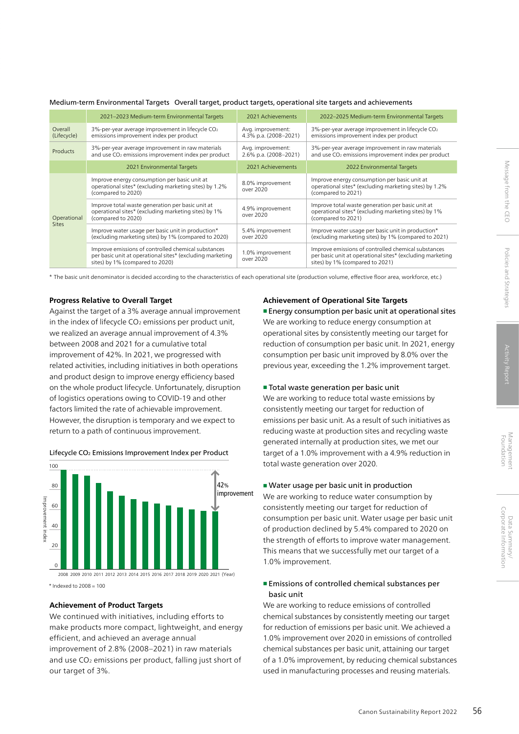Medium-term Environmental Targets Overall target, product targets, operational site targets and achievements

| | 2021–2023 Medium-term Environmental Targets | 2021 Achievements | 2022–2025 Medium-term Environmental Targets |
|---|---|---|---|
| Overall (Lifecycle) | 3%-per-year average improvement in lifecycle $CO_2$ emissions improvement index per product | Avg. improvement: 4.3% p.a. (2008–2021) | 3%-per-year average improvement in lifecycle $CO_2$ emissions improvement index per product |
| Products | 3%-per-year average improvement in raw materials and use $CO_2$ emissions improvement index per product | Avg. improvement: 2.6% p.a. (2008–2021) | 3%-per-year average improvement in raw materials and use $CO_2$ emissions improvement index per product |
| | 2021 Environmental Targets | 2021 Achievements | 2022 Environmental Targets |
| Operational Sites | Improve energy consumption per basic unit at operational sites* (excluding marketing sites) by 1.2% (compared to 2020) | 8.0% improvement over 2020 | Improve energy consumption per basic unit at operational sites* (excluding marketing sites) by 1.2% (compared to 2021) |
| | Improve total waste generation per basic unit at operational sites* (excluding marketing sites) by 1% (compared to 2020) | 4.9% improvement over 2020 | Improve total waste generation per basic unit at operational sites* (excluding marketing sites) by 1% (compared to 2021) |
| | Improve water usage per basic unit in production* (excluding marketing sites) by 1% (compared to 2020) | 5.4% improvement over 2020 | Improve water usage per basic unit in production* (excluding marketing sites) by 1% (compared to 2021) |
| | Improve emissions of controlled chemical substances per basic unit at operational sites* (excluding marketing sites) by 1% (compared to 2020) | 1.0% improvement over 2020 | Improve emissions of controlled chemical substances per basic unit at operational sites* (excluding marketing sites) by 1% (compared to 2021) |

* The basic unit denominator is decided according to the characteristics of each operational site (production volume, effective floor area, workforce, etc.)

### Progress Relative to Overall Target

Against the target of a 3% average annual improvement in the index of lifecycle $CO_2$ emissions per product unit, we realized an average annual improvement of 4.3% between 2008 and 2021 for a cumulative total improvement of 42%. In 2021, we progressed with related activities, including initiatives in both operations and product design to improve energy efficiency based on the whole product lifecycle. Unfortunately, disruption of logistics operations owing to COVID-19 and other factors limited the rate of achievable improvement. However, the disruption is temporary and we expect to return to a path of continuous improvement.

Lifecycle $CO_2$ Emissions Improvement Index per Product

* Indexed to 2008 = 100

### Achievement of Product Targets

We continued with initiatives, including efforts to make products more compact, lightweight, and energy efficient, and achieved an average annual improvement of 2.8% (2008–2021) in raw materials and use $CO_2$ emissions per product, falling just short of our target of 3%.

### Achievement of Operational Site Targets

**■ Energy consumption per basic unit at operational sites**

We are working to reduce energy consumption at operational sites by consistently meeting our target for reduction of consumption per basic unit. In 2021, energy consumption per basic unit improved by 8.0% over the previous year, exceeding the 1.2% improvement target.

**■ Total waste generation per basic unit**

We are working to reduce total waste emissions by consistently meeting our target for reduction of emissions per basic unit. As a result of such initiatives as reducing waste at production sites and recycling waste generated internally at production sites, we met our target of a 1.0% improvement with a 4.9% reduction in total waste generation over 2020.

**■ Water usage per basic unit in production**

We are working to reduce water consumption by consistently meeting our target for reduction of consumption per basic unit. Water usage per basic unit of production declined by 5.4% compared to 2020 on the strength of efforts to improve water management. This means that we successfully met our target of a 1.0% improvement.

**■ Emissions of controlled chemical substances per basic unit**

We are working to reduce emissions of controlled chemical substances by consistently meeting our target for reduction of emissions per basic unit. We achieved a 1.0% improvement over 2020 in emissions of controlled chemical substances per basic unit, attaining our target of a 1.0% improvement, by reducing chemical substances used in manufacturing processes and reusing materials.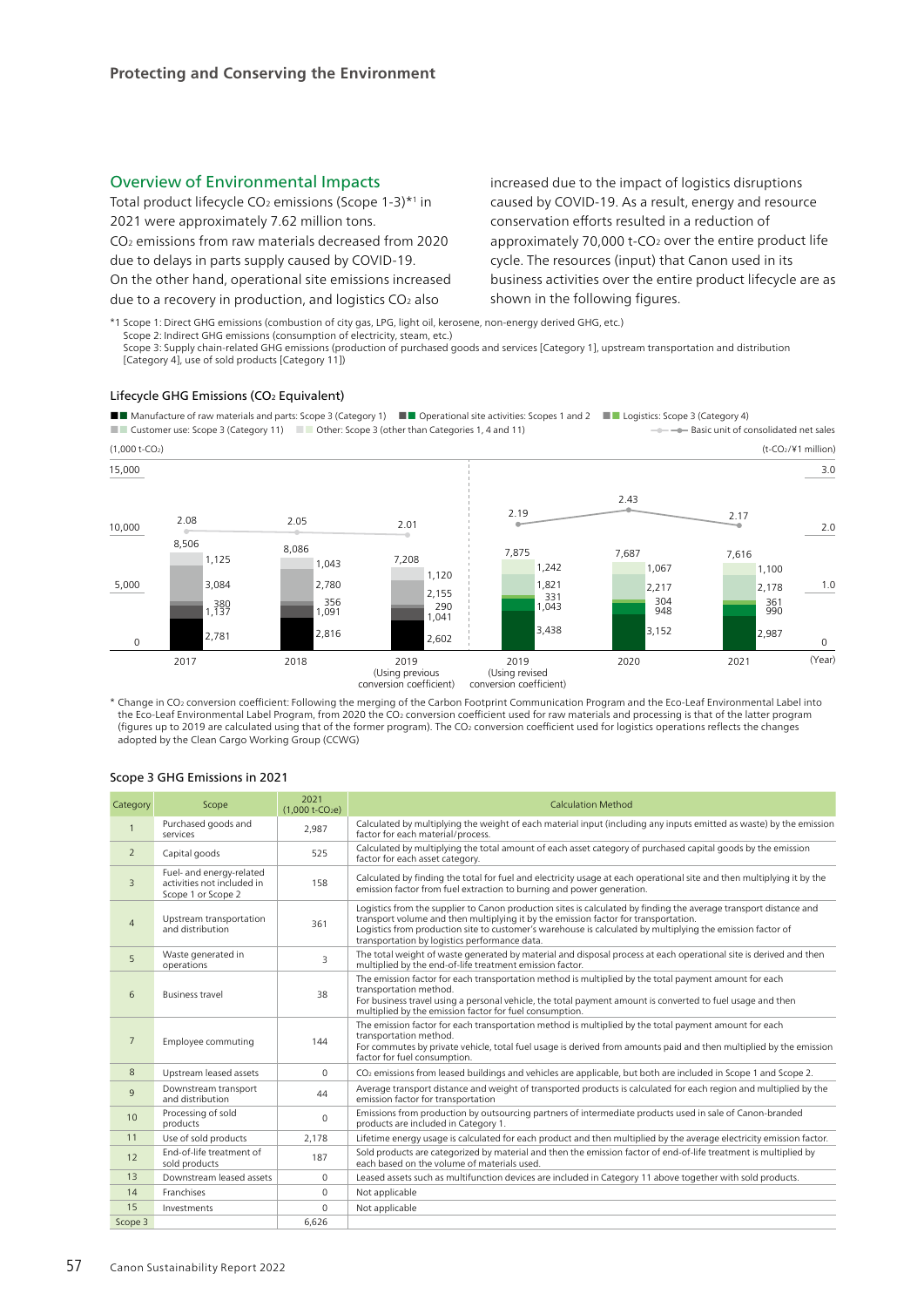## Protecting and Conserving the Environment

### Overview of Environmental Impacts

Total product lifecycle $CO_2$ emissions (Scope 1-3)*1 in 2021 were approximately 7.62 million tons.

$CO_2$ emissions from raw materials decreased from 2020 due to delays in parts supply caused by COVID-19.

On the other hand, operational site emissions increased due to a recovery in production, and logistics $CO_2$ also increased due to the impact of logistics disruptions caused by COVID-19. As a result, energy and resource conservation efforts resulted in a reduction of approximately 70,000 t-$CO_2$ over the entire product life cycle. The resources (input) that Canon used in its business activities over the entire product lifecycle are as shown in the following figures.

*1 Scope 1: Direct GHG emissions (combustion of city gas, LPG, light oil, kerosene, non-energy derived GHG, etc.)
Scope 2: Indirect GHG emissions (consumption of electricity, steam, etc.)
Scope 3: Supply chain-related GHG emissions (production of purchased goods and services [Category 1], upstream transportation and distribution [Category 4], use of sold products [Category 11])

### Lifecycle GHG Emissions ($CO_2$ Equivalent)

(1,000 t-$CO_2$) / Basic unit of consolidated net sales (t-$CO_2$/¥1 million)

| Year | Manufacture of raw materials and parts: Scope 3 (Category 1) | Operational site activities: Scopes 1 and 2 | Logistics: Scope 3 (Category 4) | Customer use: Scope 3 (Category 11) | Other: Scope 3 (other than Categories 1, 4 and 11) | Total | Basic unit of consolidated net sales |
|---|---|---|---|---|---|---|---|
| 2017 | 2,781 | 1,137 | 380 | 3,084 | 1,125 | 8,506 | 2.08 |
| 2018 | 2,816 | 1,091 | 356 | 2,780 | 1,043 | 8,086 | 2.05 |
| 2019 (Using previous conversion coefficient) | 2,602 | 1,041 | 290 | 2,155 | 1,120 | 7,208 | 2.01 |
| 2019 (Using revised conversion coefficient) | 3,438 | 1,043 | 331 | 1,821 | 1,242 | 7,875 | 2.19 |
| 2020 | 3,152 | 948 | 304 | 2,217 | 1,067 | 7,687 | 2.43 |
| 2021 | 2,987 | 990 | 361 | 2,178 | 1,100 | 7,616 | 2.17 |

\* Change in $CO_2$ conversion coefficient: Following the merging of the Carbon Footprint Communication Program and the Eco-Leaf Environmental Label into the Eco-Leaf Environmental Label Program, from 2020 the $CO_2$ conversion coefficient used for raw materials and processing is that of the latter program (figures up to 2019 are calculated using that of the former program). The $CO_2$ conversion coefficient used for logistics operations reflects the changes adopted by the Clean Cargo Working Group (CCWG)

### Scope 3 GHG Emissions in 2021

| Category | Scope | 2021 (1,000 t-$CO_2$e) | Calculation Method |
|---|---|---|---|
| 1 | Purchased goods and services | 2,987 | Calculated by multiplying the weight of each material input (including any inputs emitted as waste) by the emission factor for each material/process. |
| 2 | Capital goods | 525 | Calculated by multiplying the total amount of each asset category of purchased capital goods by the emission factor for each asset category. |
| 3 | Fuel- and energy-related activities not included in Scope 1 or Scope 2 | 158 | Calculated by finding the total for fuel and electricity usage at each operational site and then multiplying it by the emission factor from fuel extraction to burning and power generation. |
| 4 | Upstream transportation and distribution | 361 | Logistics from the supplier to Canon production sites is calculated by finding the average transport distance and transport volume and then multiplying it by the emission factor for transportation. Logistics from production site to customer's warehouse is calculated by multiplying the emission factor of transportation by logistics performance data. |
| 5 | Waste generated in operations | 3 | The total weight of waste generated by material and disposal process at each operational site is derived and then multiplied by the end-of-life treatment emission factor. |
| 6 | Business travel | 38 | The emission factor for each transportation method is multiplied by the total payment amount for each transportation method. For business travel using a personal vehicle, the total payment amount is converted to fuel usage and then multiplied by the emission factor for fuel consumption. |
| 7 | Employee commuting | 144 | The emission factor for each transportation method is multiplied by the total payment amount for each transportation method. For commutes by private vehicle, total fuel usage is derived from amounts paid and then multiplied by the emission factor for fuel consumption. |
| 8 | Upstream leased assets | 0 | $CO_2$ emissions from leased buildings and vehicles are applicable, but both are included in Scope 1 and Scope 2. |
| 9 | Downstream transport and distribution | 44 | Average transport distance and weight of transported products is calculated for each region and multiplied by the emission factor for transportation |
| 10 | Processing of sold products | 0 | Emissions from production by outsourcing partners of intermediate products used in sale of Canon-branded products are included in Category 1. |
| 11 | Use of sold products | 2,178 | Lifetime energy usage is calculated for each product and then multiplied by the average electricity emission factor. |
| 12 | End-of-life treatment of sold products | 187 | Sold products are categorized by material and then the emission factor of end-of-life treatment is multiplied by each based on the volume of materials used. |
| 13 | Downstream leased assets | 0 | Leased assets such as multifunction devices are included in Category 11 above together with sold products. |
| 14 | Franchises | 0 | Not applicable |
| 15 | Investments | 0 | Not applicable |
| Scope 3 | | 6,626 | |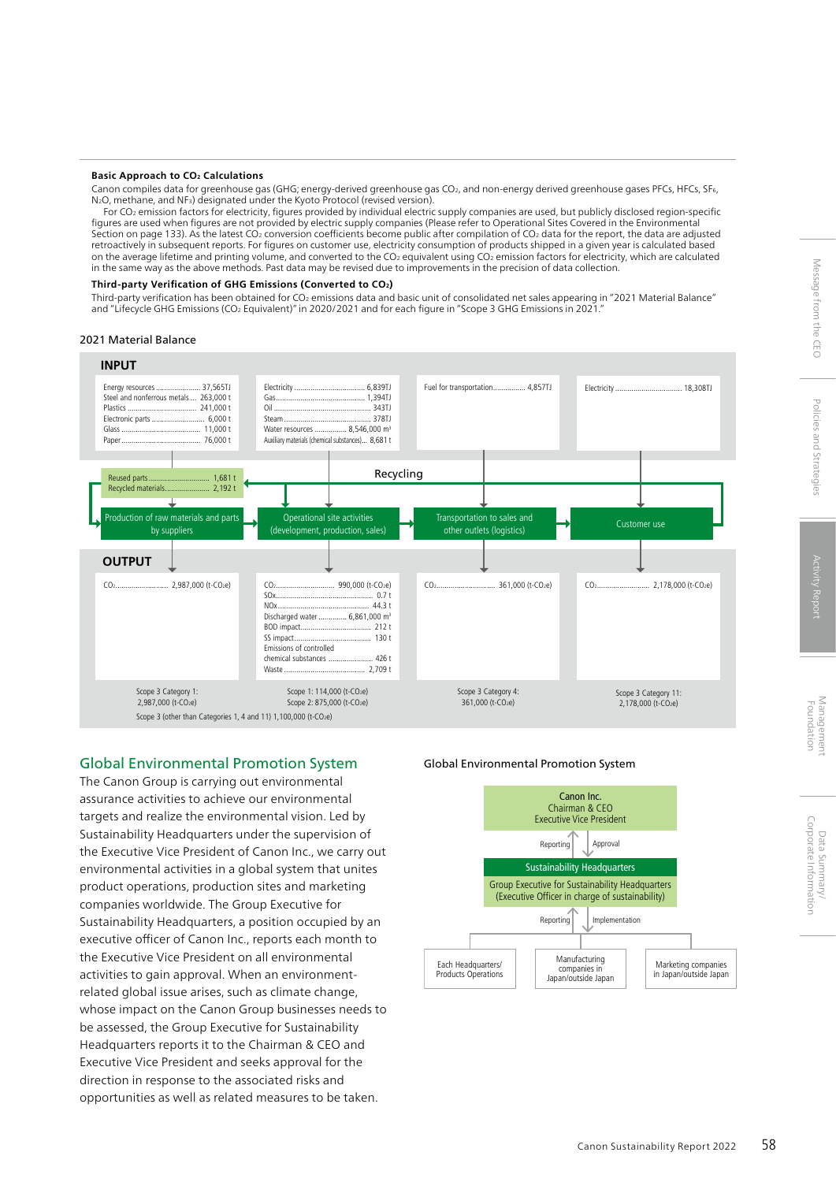**Basic Approach to $CO_2$ Calculations**

Canon compiles data for greenhouse gas (GHG; energy-derived greenhouse gas $CO_2$, and non-energy derived greenhouse gases PFCs, HFCs, $SF_6$, $N_2O$, methane, and $NF_3$) designated under the Kyoto Protocol (revised version).

For $CO_2$ emission factors for electricity, figures provided by individual electric supply companies are used, but publicly disclosed region-specific figures are used when figures are not provided by electric supply companies (Please refer to Operational Sites Covered in the Environmental Section on page 133). As the latest $CO_2$ conversion coefficients become public after compilation of $CO_2$ data for the report, the data are adjusted retroactively in subsequent reports. For figures on customer use, electricity consumption of products shipped in a given year is calculated based on the average lifetime and printing volume, and converted to the $CO_2$ equivalent using $CO_2$ emission factors for electricity, which are calculated in the same way as the above methods. Past data may be revised due to improvements in the precision of data collection.

**Third-party Verification of GHG Emissions (Converted to $CO_2$)**

Third-party verification has been obtained for $CO_2$ emissions data and basic unit of consolidated net sales appearing in "2021 Material Balance" and "Lifecycle GHG Emissions ($CO_2$ Equivalent)" in 2020/2021 and for each figure in "Scope 3 GHG Emissions in 2021."

2021 Material Balance

**INPUT**

| Production of raw materials and parts by suppliers | Operational site activities (development, production, sales) | Transportation to sales and other outlets (logistics) | Customer use |
|---|---|---|---|
| Energy resources: 37,565TJ | Electricity: 6,839TJ | Fuel for transportation: 4,857TJ | Electricity: 18,308TJ |
| Steel and nonferrous metals: 263,000 t | Gas: 1,394TJ | | |
| Plastics: 241,000 t | Oil: 343TJ | | |
| Electronic parts: 6,000 t | Steam: 378TJ | | |
| Glass: 11,000 t | Water resources: 8,546,000 m³ | | |
| Paper: 76,000 t | Auxiliary materials (chemical substances): 8,681 t | | |

Recycling: Reused parts: 1,681 t; Recycled materials: 2,192 t

**OUTPUT**

| Production of raw materials and parts by suppliers | Operational site activities (development, production, sales) | Transportation to sales and other outlets (logistics) | Customer use |
|---|---|---|---|
| $CO_2$: 2,987,000 (t-$CO_2$e) | $CO_2$: 990,000 (t-$CO_2$e) | $CO_2$: 361,000 (t-$CO_2$e) | $CO_2$: 2,178,000 (t-$CO_2$e) |
| | SOx: 0.7 t | | |
| | NOx: 44.3 t | | |
| | Discharged water: 6,861,000 m³ | | |
| | BOD impact: 212 t | | |
| | SS impact: 130 t | | |
| | Emissions of controlled chemical substances: 426 t | | |
| | Waste: 2,709 t | | |
| Scope 3 Category 1: 2,987,000 (t-$CO_2$e) | Scope 1: 114,000 (t-$CO_2$e) Scope 2: 875,000 (t-$CO_2$e) | Scope 3 Category 4: 361,000 (t-$CO_2$e) | Scope 3 Category 11: 2,178,000 (t-$CO_2$e) |

Scope 3 (other than Categories 1, 4 and 11) 1,100,000 (t-$CO_2$e)

## Global Environmental Promotion System

The Canon Group is carrying out environmental assurance activities to achieve our environmental targets and realize the environmental vision. Led by Sustainability Headquarters under the supervision of the Executive Vice President of Canon Inc., we carry out environmental activities in a global system that unites product operations, production sites and marketing companies worldwide. The Group Executive for Sustainability Headquarters, a position occupied by an executive officer of Canon Inc., reports each month to the Executive Vice President on all environmental activities to gain approval. When an environment-related global issue arises, such as climate change, whose impact on the Canon Group businesses needs to be assessed, the Group Executive for Sustainability Headquarters reports it to the Chairman & CEO and Executive Vice President and seeks approval for the direction in response to the associated risks and opportunities as well as related measures to be taken.

Global Environmental Promotion System

- Canon Inc. Chairman & CEO / Executive Vice President
  - ↑ Reporting / ↓ Approval
- Sustainability Headquarters — Group Executive for Sustainability Headquarters (Executive Officer in charge of sustainability)
  - ↑ Reporting / ↓ Implementation
- Each Headquarters/Products Operations | Manufacturing companies in Japan/outside Japan | Marketing companies in Japan/outside Japan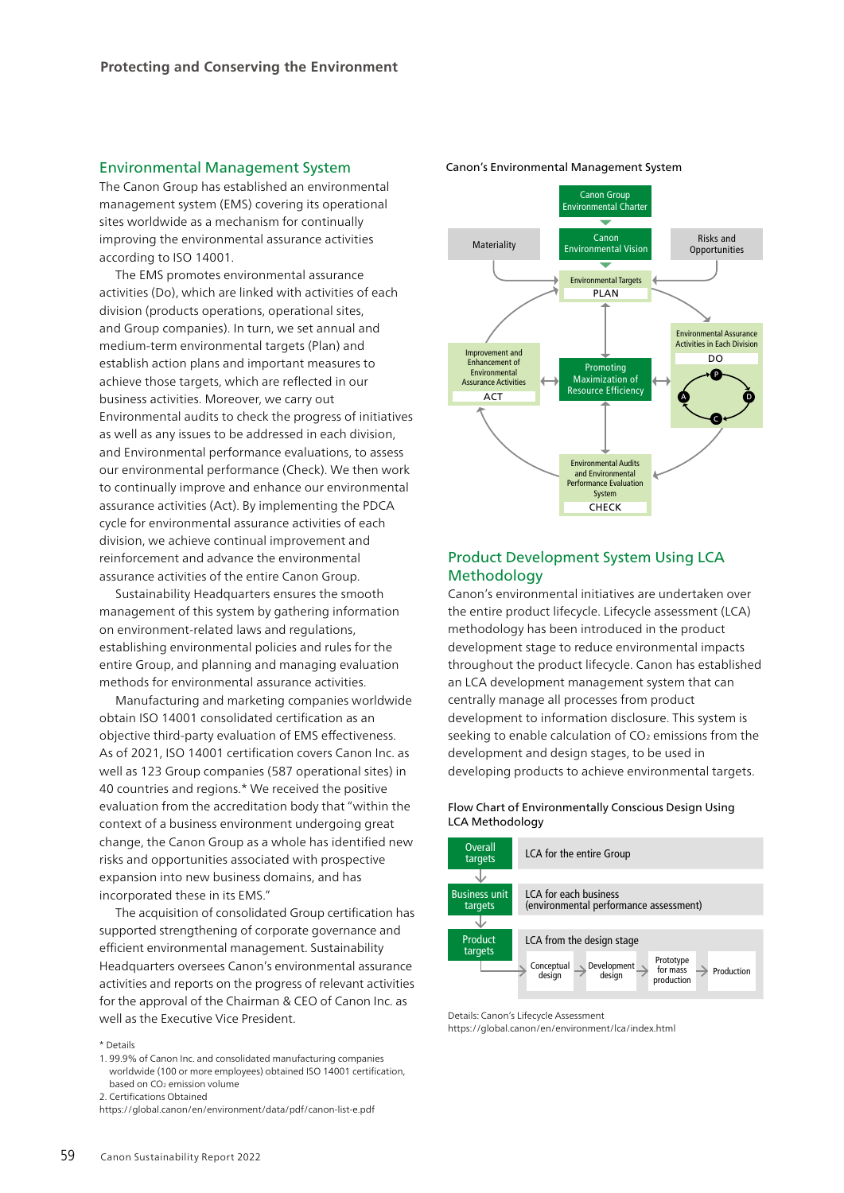## Environmental Management System

The Canon Group has established an environmental management system (EMS) covering its operational sites worldwide as a mechanism for continually improving the environmental assurance activities according to ISO 14001.

The EMS promotes environmental assurance activities (Do), which are linked with activities of each division (products operations, operational sites, and Group companies). In turn, we set annual and medium-term environmental targets (Plan) and establish action plans and important measures to achieve those targets, which are reflected in our business activities. Moreover, we carry out Environmental audits to check the progress of initiatives as well as any issues to be addressed in each division, and Environmental performance evaluations, to assess our environmental performance (Check). We then work to continually improve and enhance our environmental assurance activities (Act). By implementing the PDCA cycle for environmental assurance activities of each division, we achieve continual improvement and reinforcement and advance the environmental assurance activities of the entire Canon Group.

Sustainability Headquarters ensures the smooth management of this system by gathering information on environment-related laws and regulations, establishing environmental policies and rules for the entire Group, and planning and managing evaluation methods for environmental assurance activities.

Manufacturing and marketing companies worldwide obtain ISO 14001 consolidated certification as an objective third-party evaluation of EMS effectiveness. As of 2021, ISO 14001 certification covers Canon Inc. as well as 123 Group companies (587 operational sites) in 40 countries and regions.* We received the positive evaluation from the accreditation body that "within the context of a business environment undergoing great change, the Canon Group as a whole has identified new risks and opportunities associated with prospective expansion into new business domains, and has incorporated these in its EMS."

The acquisition of consolidated Group certification has supported strengthening of corporate governance and efficient environmental management. Sustainability Headquarters oversees Canon's environmental assurance activities and reports on the progress of relevant activities for the approval of the Chairman & CEO of Canon Inc. as well as the Executive Vice President.

\* Details

1. 99.9% of Canon Inc. and consolidated manufacturing companies worldwide (100 or more employees) obtained ISO 14001 certification, based on $CO_2$ emission volume
2. Certifications Obtained
https://global.canon/en/environment/data/pdf/canon-list-e.pdf

**Canon's Environmental Management System**

Canon Group Environmental Charter → Canon Environmental Vision → Environmental Targets PLAN (with Materiality and Risks and Opportunities)

Environmental Assurance Activities in Each Division DO (P → D → C → A)

Environmental Audits and Environmental Performance Evaluation System CHECK

Improvement and Enhancement of Environmental Assurance Activities ACT

Promoting Maximization of Resource Efficiency (center)

## Product Development System Using LCA Methodology

Canon's environmental initiatives are undertaken over the entire product lifecycle. Lifecycle assessment (LCA) methodology has been introduced in the product development stage to reduce environmental impacts throughout the product lifecycle. Canon has established an LCA development management system that can centrally manage all processes from product development to information disclosure. This system is seeking to enable calculation of $CO_2$ emissions from the development and design stages, to be used in developing products to achieve environmental targets.

**Flow Chart of Environmentally Conscious Design Using LCA Methodology**

| Targets | LCA |
|---|---|
| Overall targets | LCA for the entire Group |
| Business unit targets | LCA for each business (environmental performance assessment) |
| Product targets | LCA from the design stage: Conceptual design → Development design → Prototype for mass production → Production |

Details: Canon's Lifecycle Assessment
https://global.canon/en/environment/lca/index.html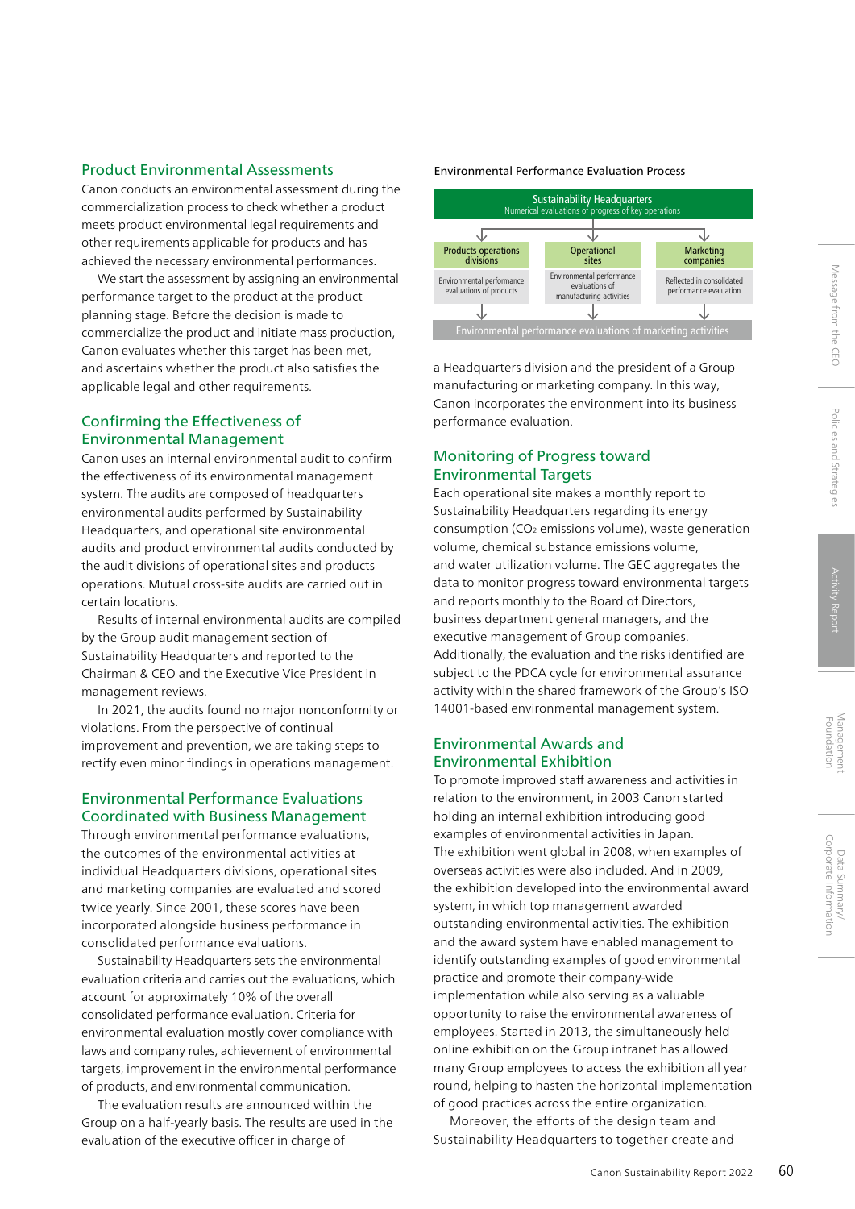## Product Environmental Assessments

Canon conducts an environmental assessment during the commercialization process to check whether a product meets product environmental legal requirements and other requirements applicable for products and has achieved the necessary environmental performances.

We start the assessment by assigning an environmental performance target to the product at the product planning stage. Before the decision is made to commercialize the product and initiate mass production, Canon evaluates whether this target has been met, and ascertains whether the product also satisfies the applicable legal and other requirements.

## Confirming the Effectiveness of Environmental Management

Canon uses an internal environmental audit to confirm the effectiveness of its environmental management system. The audits are composed of headquarters environmental audits performed by Sustainability Headquarters, and operational site environmental audits and product environmental audits conducted by the audit divisions of operational sites and products operations. Mutual cross-site audits are carried out in certain locations.

Results of internal environmental audits are compiled by the Group audit management section of Sustainability Headquarters and reported to the Chairman & CEO and the Executive Vice President in management reviews.

In 2021, the audits found no major nonconformity or violations. From the perspective of continual improvement and prevention, we are taking steps to rectify even minor findings in operations management.

## Environmental Performance Evaluations Coordinated with Business Management

Through environmental performance evaluations, the outcomes of the environmental activities at individual Headquarters divisions, operational sites and marketing companies are evaluated and scored twice yearly. Since 2001, these scores have been incorporated alongside business performance in consolidated performance evaluations.

Sustainability Headquarters sets the environmental evaluation criteria and carries out the evaluations, which account for approximately 10% of the overall consolidated performance evaluation. Criteria for environmental evaluation mostly cover compliance with laws and company rules, achievement of environmental targets, improvement in the environmental performance of products, and environmental communication.

The evaluation results are announced within the Group on a half-yearly basis. The results are used in the evaluation of the executive officer in charge of a Headquarters division and the president of a Group manufacturing or marketing company. In this way, Canon incorporates the environment into its business performance evaluation.

**Environmental Performance Evaluation Process**

Sustainability Headquarters
Numerical evaluations of progress of key operations

| Products operations divisions | Operational sites | Marketing companies |
| --- | --- | --- |
| Environmental performance evaluations of products | Environmental performance evaluations of manufacturing activities | Reflected in consolidated performance evaluation |

Environmental performance evaluations of marketing activities

## Monitoring of Progress toward Environmental Targets

Each operational site makes a monthly report to Sustainability Headquarters regarding its energy consumption ($CO_2$ emissions volume), waste generation volume, chemical substance emissions volume, and water utilization volume. The GEC aggregates the data to monitor progress toward environmental targets and reports monthly to the Board of Directors, business department general managers, and the executive management of Group companies. Additionally, the evaluation and the risks identified are subject to the PDCA cycle for environmental assurance activity within the shared framework of the Group's ISO 14001-based environmental management system.

## Environmental Awards and Environmental Exhibition

To promote improved staff awareness and activities in relation to the environment, in 2003 Canon started holding an internal exhibition introducing good examples of environmental activities in Japan. The exhibition went global in 2008, when examples of overseas activities were also included. And in 2009, the exhibition developed into the environmental award system, in which top management awarded outstanding environmental activities. The exhibition and the award system have enabled management to identify outstanding examples of good environmental practice and promote their company-wide implementation while also serving as a valuable opportunity to raise the environmental awareness of employees. Started in 2013, the simultaneously held online exhibition on the Group intranet has allowed many Group employees to access the exhibition all year round, helping to hasten the horizontal implementation of good practices across the entire organization.

Moreover, the efforts of the design team and Sustainability Headquarters to together create and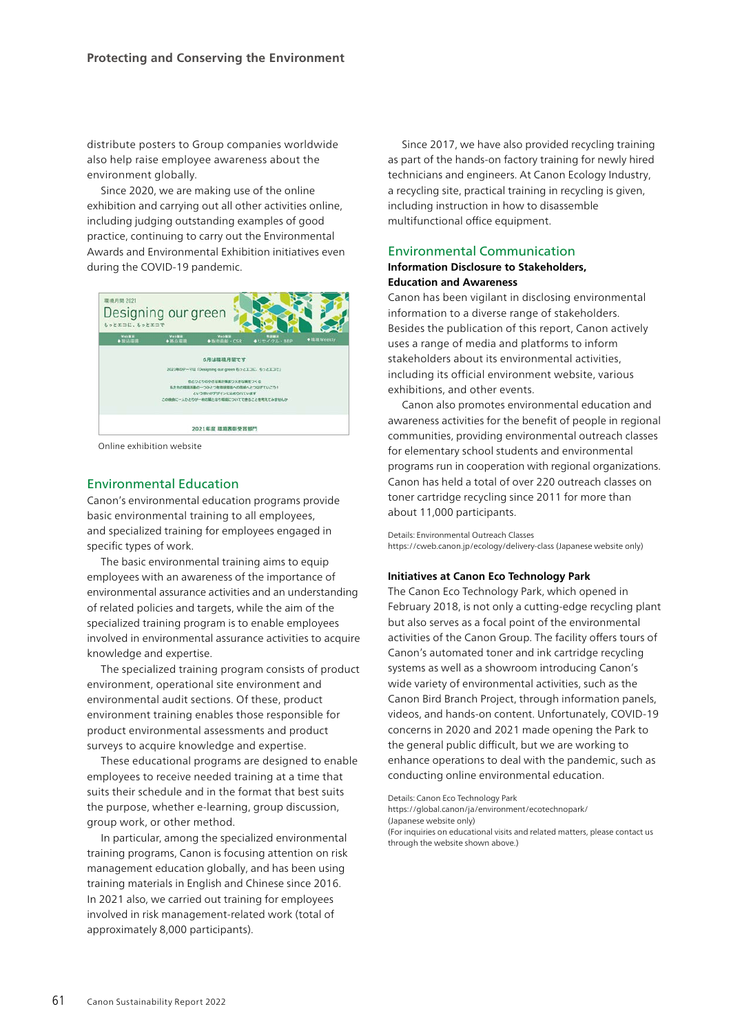distribute posters to Group companies worldwide also help raise employee awareness about the environment globally.

Since 2020, we are making use of the online exhibition and carrying out all other activities online, including judging outstanding examples of good practice, continuing to carry out the Environmental Awards and Environmental Exhibition initiatives even during the COVID-19 pandemic.

Online exhibition website

## Environmental Education

Canon's environmental education programs provide basic environmental training to all employees, and specialized training for employees engaged in specific types of work.

The basic environmental training aims to equip employees with an awareness of the importance of environmental assurance activities and an understanding of related policies and targets, while the aim of the specialized training program is to enable employees involved in environmental assurance activities to acquire knowledge and expertise.

The specialized training program consists of product environment, operational site environment and environmental audit sections. Of these, product environment training enables those responsible for product environmental assessments and product surveys to acquire knowledge and expertise.

These educational programs are designed to enable employees to receive needed training at a time that suits their schedule and in the format that best suits the purpose, whether e-learning, group discussion, group work, or other method.

In particular, among the specialized environmental training programs, Canon is focusing attention on risk management education globally, and has been using training materials in English and Chinese since 2016. In 2021 also, we carried out training for employees involved in risk management-related work (total of approximately 8,000 participants).

Since 2017, we have also provided recycling training as part of the hands-on factory training for newly hired technicians and engineers. At Canon Ecology Industry, a recycling site, practical training in recycling is given, including instruction in how to disassemble multifunctional office equipment.

## Environmental Communication

### Information Disclosure to Stakeholders, Education and Awareness

Canon has been vigilant in disclosing environmental information to a diverse range of stakeholders. Besides the publication of this report, Canon actively uses a range of media and platforms to inform stakeholders about its environmental activities, including its official environment website, various exhibitions, and other events.

Canon also promotes environmental education and awareness activities for the benefit of people in regional communities, providing environmental outreach classes for elementary school students and environmental programs run in cooperation with regional organizations. Canon has held a total of over 220 outreach classes on toner cartridge recycling since 2011 for more than about 11,000 participants.

Details: Environmental Outreach Classes
https://cweb.canon.jp/ecology/delivery-class (Japanese website only)

### Initiatives at Canon Eco Technology Park

The Canon Eco Technology Park, which opened in February 2018, is not only a cutting-edge recycling plant but also serves as a focal point of the environmental activities of the Canon Group. The facility offers tours of Canon's automated toner and ink cartridge recycling systems as well as a showroom introducing Canon's wide variety of environmental activities, such as the Canon Bird Branch Project, through information panels, videos, and hands-on content. Unfortunately, COVID-19 concerns in 2020 and 2021 made opening the Park to the general public difficult, but we are working to enhance operations to deal with the pandemic, such as conducting online environmental education.

Details: Canon Eco Technology Park
https://global.canon/ja/environment/ecotechnopark/
(Japanese website only)
(For inquiries on educational visits and related matters, please contact us through the website shown above.)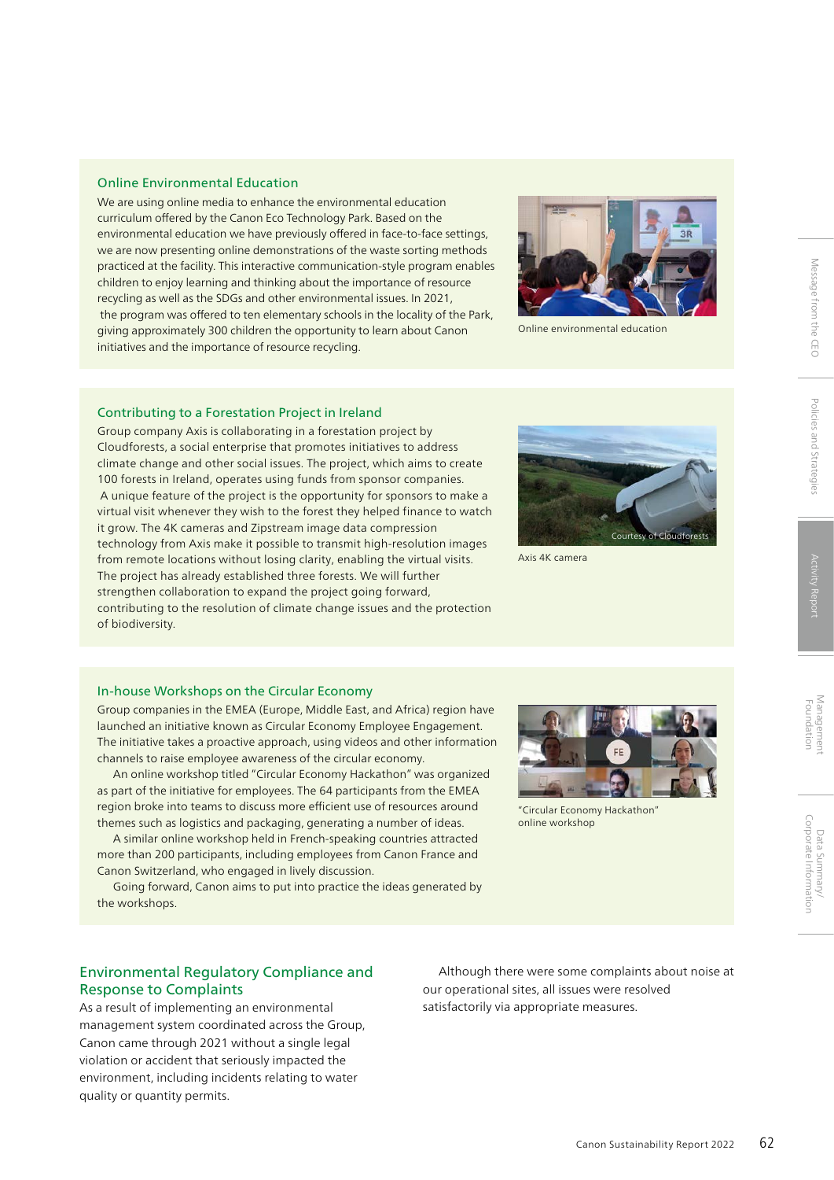### Online Environmental Education

We are using online media to enhance the environmental education curriculum offered by the Canon Eco Technology Park. Based on the environmental education we have previously offered in face-to-face settings, we are now presenting online demonstrations of the waste sorting methods practiced at the facility. This interactive communication-style program enables children to enjoy learning and thinking about the importance of resource recycling as well as the SDGs and other environmental issues. In 2021, the program was offered to ten elementary schools in the locality of the Park, giving approximately 300 children the opportunity to learn about Canon initiatives and the importance of resource recycling.

Online environmental education

### Contributing to a Forestation Project in Ireland

Group company Axis is collaborating in a forestation project by Cloudforests, a social enterprise that promotes initiatives to address climate change and other social issues. The project, which aims to create 100 forests in Ireland, operates using funds from sponsor companies.

A unique feature of the project is the opportunity for sponsors to make a virtual visit whenever they wish to the forest they helped finance to watch it grow. The 4K cameras and Zipstream image data compression technology from Axis make it possible to transmit high-resolution images from remote locations without losing clarity, enabling the virtual visits. The project has already established three forests. We will further strengthen collaboration to expand the project going forward, contributing to the resolution of climate change issues and the protection of biodiversity.

Courtesy of Cloudforests

Axis 4K camera

### In-house Workshops on the Circular Economy

Group companies in the EMEA (Europe, Middle East, and Africa) region have launched an initiative known as Circular Economy Employee Engagement. The initiative takes a proactive approach, using videos and other information channels to raise employee awareness of the circular economy.

An online workshop titled "Circular Economy Hackathon" was organized as part of the initiative for employees. The 64 participants from the EMEA region broke into teams to discuss more efficient use of resources around themes such as logistics and packaging, generating a number of ideas.

A similar online workshop held in French-speaking countries attracted more than 200 participants, including employees from Canon France and Canon Switzerland, who engaged in lively discussion.

Going forward, Canon aims to put into practice the ideas generated by the workshops.

"Circular Economy Hackathon" online workshop

## Environmental Regulatory Compliance and Response to Complaints

As a result of implementing an environmental management system coordinated across the Group, Canon came through 2021 without a single legal violation or accident that seriously impacted the environment, including incidents relating to water quality or quantity permits.

Although there were some complaints about noise at our operational sites, all issues were resolved satisfactorily via appropriate measures.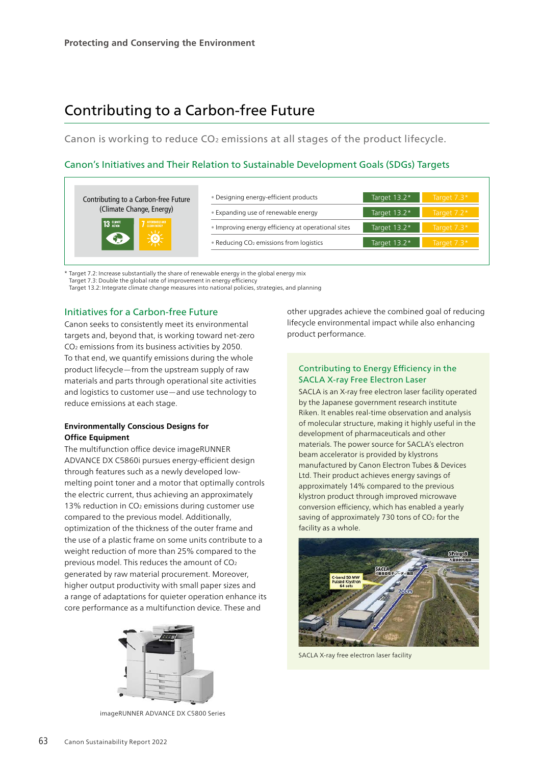Protecting and Conserving the Environment

# Contributing to a Carbon-free Future

Canon is working to reduce $CO_2$ emissions at all stages of the product lifecycle.

## Canon's Initiatives and Their Relation to Sustainable Development Goals (SDGs) Targets

| Contributing to a Carbon-free Future (Climate Change, Energy) | | | |
|---|---|---|---|
| | Designing energy-efficient products | Target 13.2* | Target 7.3* |
| | Expanding use of renewable energy | Target 13.2* | Target 7.2* |
| | Improving energy efficiency at operational sites | Target 13.2* | Target 7.3* |
| | Reducing $CO_2$ emissions from logistics | Target 13.2* | Target 7.3* |

\* Target 7.2: Increase substantially the share of renewable energy in the global energy mix
Target 7.3: Double the global rate of improvement in energy efficiency
Target 13.2: Integrate climate change measures into national policies, strategies, and planning

## Initiatives for a Carbon-free Future

Canon seeks to consistently meet its environmental targets and, beyond that, is working toward net-zero $CO_2$ emissions from its business activities by 2050. To that end, we quantify emissions during the whole product lifecycle—from the upstream supply of raw materials and parts through operational site activities and logistics to customer use—and use technology to reduce emissions at each stage.

### Environmentally Conscious Designs for Office Equipment

The multifunction office device imageRUNNER ADVANCE DX C5860i pursues energy-efficient design through features such as a newly developed low-melting point toner and a motor that optimally controls the electric current, thus achieving an approximately 13% reduction in $CO_2$ emissions during customer use compared to the previous model. Additionally, optimization of the thickness of the outer frame and the use of a plastic frame on some units contribute to a weight reduction of more than 25% compared to the previous model. This reduces the amount of $CO_2$ generated by raw material procurement. Moreover, higher output productivity with small paper sizes and a range of adaptations for quieter operation enhance its core performance as a multifunction device. These and other upgrades achieve the combined goal of reducing lifecycle environmental impact while also enhancing product performance.

imageRUNNER ADVANCE DX C5800 Series

### Contributing to Energy Efficiency in the SACLA X-ray Free Electron Laser

SACLA is an X-ray free electron laser facility operated by the Japanese government research institute Riken. It enables real-time observation and analysis of molecular structure, making it highly useful in the development of pharmaceuticals and other materials. The power source for SACLA's electron beam accelerator is provided by klystrons manufactured by Canon Electron Tubes & Devices Ltd. Their product achieves energy savings of approximately 14% compared to the previous klystron product through improved microwave conversion efficiency, which has enabled a yearly saving of approximately 730 tons of $CO_2$ for the facility as a whole.

SACLA X-ray free electron laser facility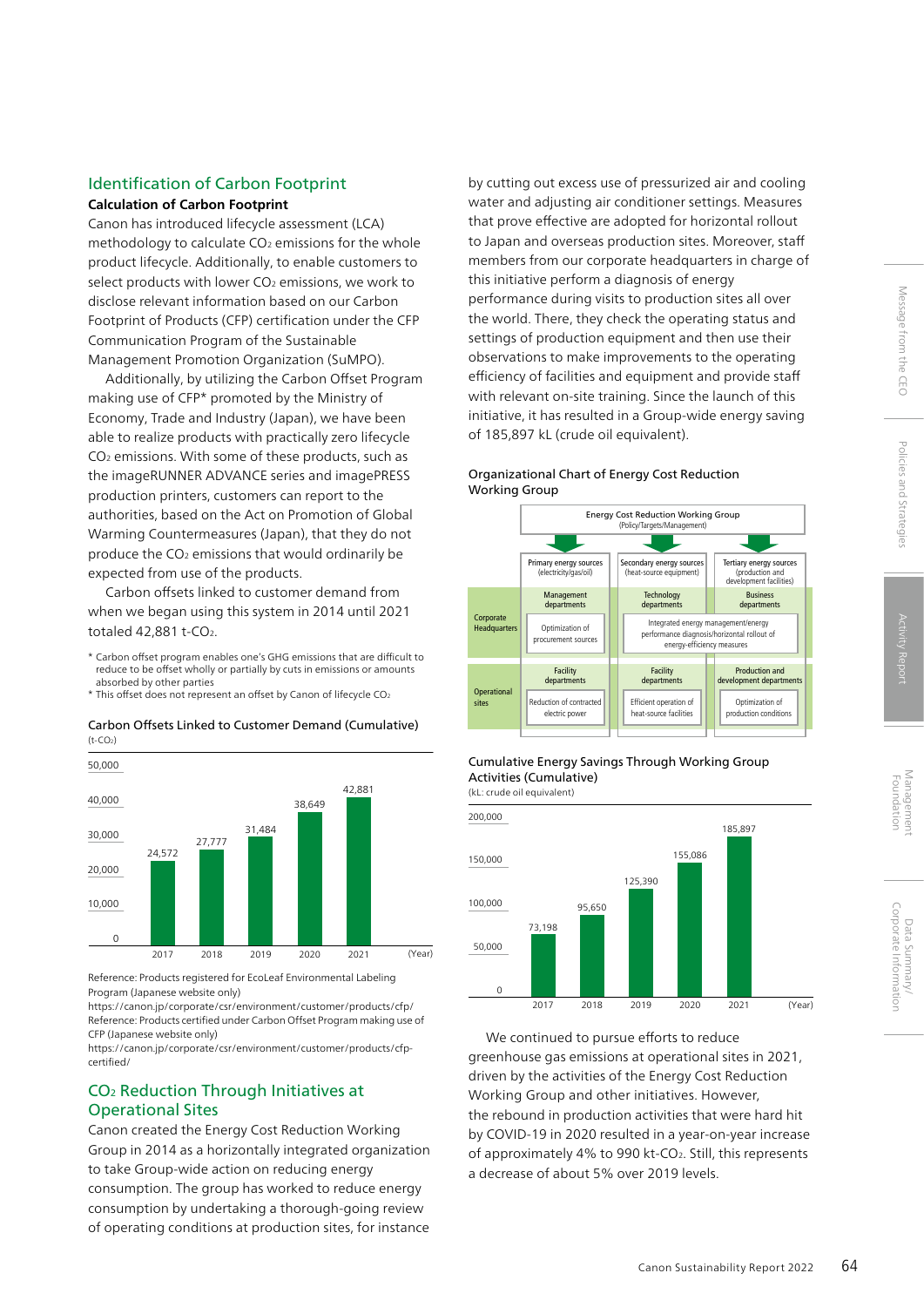## Identification of Carbon Footprint

**Calculation of Carbon Footprint**

Canon has introduced lifecycle assessment (LCA) methodology to calculate $CO_2$ emissions for the whole product lifecycle. Additionally, to enable customers to select products with lower $CO_2$ emissions, we work to disclose relevant information based on our Carbon Footprint of Products (CFP) certification under the CFP Communication Program of the Sustainable Management Promotion Organization (SuMPO).

Additionally, by utilizing the Carbon Offset Program making use of CFP* promoted by the Ministry of Economy, Trade and Industry (Japan), we have been able to realize products with practically zero lifecycle $CO_2$ emissions. With some of these products, such as the imageRUNNER ADVANCE series and imagePRESS production printers, customers can report to the authorities, based on the Act on Promotion of Global Warming Countermeasures (Japan), that they do not produce the $CO_2$ emissions that would ordinarily be expected from use of the products.

Carbon offsets linked to customer demand from when we began using this system in 2014 until 2021 totaled 42,881 t-$CO_2$.

* Carbon offset program enables one's GHG emissions that are difficult to reduce to be offset wholly or partially by cuts in emissions or amounts absorbed by other parties
* This offset does not represent an offset by Canon of lifecycle $CO_2$

**Carbon Offsets Linked to Customer Demand (Cumulative)**

(t-$CO_2$)

| Year | t-$CO_2$ |
|---|---|
| 2017 | 24,572 |
| 2018 | 27,777 |
| 2019 | 31,484 |
| 2020 | 38,649 |
| 2021 | 42,881 |

Reference: Products registered for EcoLeaf Environmental Labeling Program (Japanese website only)
https://canon.jp/corporate/csr/environment/customer/products/cfp/
Reference: Products certified under Carbon Offset Program making use of CFP (Japanese website only)
https://canon.jp/corporate/csr/environment/customer/products/cfp-certified/

## $CO_2$ Reduction Through Initiatives at Operational Sites

Canon created the Energy Cost Reduction Working Group in 2014 as a horizontally integrated organization to take Group-wide action on reducing energy consumption. The group has worked to reduce energy consumption by undertaking a thorough-going review of operating conditions at production sites, for instance by cutting out excess use of pressurized air and cooling water and adjusting air conditioner settings. Measures that prove effective are adopted for horizontal rollout to Japan and overseas production sites. Moreover, staff members from our corporate headquarters in charge of this initiative perform a diagnosis of energy performance during visits to production sites all over the world. There, they check the operating status and settings of production equipment and then use their observations to make improvements to the operating efficiency of facilities and equipment and provide staff with relevant on-site training. Since the launch of this initiative, it has resulted in a Group-wide energy saving of 185,897 kL (crude oil equivalent).

**Organizational Chart of Energy Cost Reduction Working Group**

Energy Cost Reduction Working Group (Policy/Targets/Management)

| | Primary energy sources (electricity/gas/oil) | Secondary energy sources (heat-source equipment) | Tertiary energy sources (production and development facilities) |
|---|---|---|---|
| Corporate Headquarters | Management departments | Technology departments | Business departments |
| | Optimization of procurement sources | Integrated energy management/energy performance diagnosis/horizontal rollout of energy-efficiency measures | |
| Operational sites | Facility departments | Facility departments | Production and development departments |
| | Reduction of contracted electric power | Efficient operation of heat-source facilities | Optimization of production conditions |

**Cumulative Energy Savings Through Working Group Activities (Cumulative)**

(kL: crude oil equivalent)

| Year | kL |
|---|---|
| 2017 | 73,198 |
| 2018 | 95,650 |
| 2019 | 125,390 |
| 2020 | 155,086 |
| 2021 | 185,897 |

We continued to pursue efforts to reduce greenhouse gas emissions at operational sites in 2021, driven by the activities of the Energy Cost Reduction Working Group and other initiatives. However, the rebound in production activities that were hard hit by COVID-19 in 2020 resulted in a year-on-year increase of approximately 4% to 990 kt-$CO_2$. Still, this represents a decrease of about 5% over 2019 levels.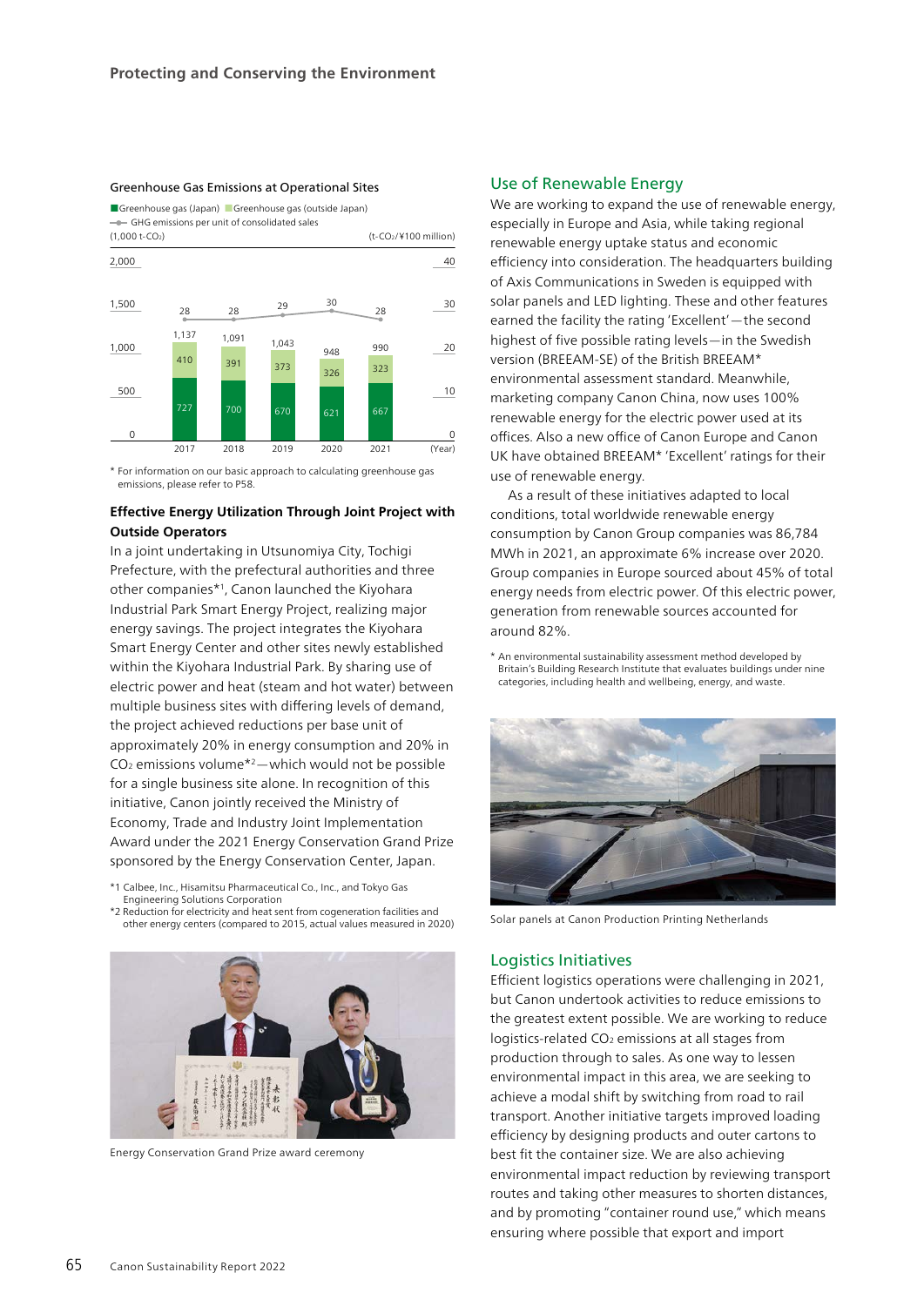## Protecting and Conserving the Environment

### Greenhouse Gas Emissions at Operational Sites

■Greenhouse gas (Japan) ■Greenhouse gas (outside Japan)
—●— GHG emissions per unit of consolidated sales

(1,000 t-$CO_2$) (t-$CO_2$/¥100 million)

| Year | Greenhouse gas (Japan) | Greenhouse gas (outside Japan) | Total | GHG emissions per unit of consolidated sales |
|---|---|---|---|---|
| 2017 | 727 | 410 | 1,137 | 28 |
| 2018 | 700 | 391 | 1,091 | 28 |
| 2019 | 670 | 373 | 1,043 | 29 |
| 2020 | 621 | 326 | 948 | 30 |
| 2021 | 667 | 323 | 990 | 28 |

\* For information on our basic approach to calculating greenhouse gas emissions, please refer to P58.

### Effective Energy Utilization Through Joint Project with Outside Operators

In a joint undertaking in Utsunomiya City, Tochigi Prefecture, with the prefectural authorities and three other companies*1, Canon launched the Kiyohara Industrial Park Smart Energy Project, realizing major energy savings. The project integrates the Kiyohara Smart Energy Center and other sites newly established within the Kiyohara Industrial Park. By sharing use of electric power and heat (steam and hot water) between multiple business sites with differing levels of demand, the project achieved reductions per base unit of approximately 20% in energy consumption and 20% in $CO_2$ emissions volume*2—which would not be possible for a single business site alone. In recognition of this initiative, Canon jointly received the Ministry of Economy, Trade and Industry Joint Implementation Award under the 2021 Energy Conservation Grand Prize sponsored by the Energy Conservation Center, Japan.

*1 Calbee, Inc., Hisamitsu Pharmaceutical Co., Inc., and Tokyo Gas Engineering Solutions Corporation
*2 Reduction for electricity and heat sent from cogeneration facilities and other energy centers (compared to 2015, actual values measured in 2020)

Energy Conservation Grand Prize award ceremony

## Use of Renewable Energy

We are working to expand the use of renewable energy, especially in Europe and Asia, while taking regional renewable energy uptake status and economic efficiency into consideration. The headquarters building of Axis Communications in Sweden is equipped with solar panels and LED lighting. These and other features earned the facility the rating 'Excellent'—the second highest of five possible rating levels—in the Swedish version (BREEAM-SE) of the British BREEAM* environmental assessment standard. Meanwhile, marketing company Canon China, now uses 100% renewable energy for the electric power used at its offices. Also a new office of Canon Europe and Canon UK have obtained BREEAM* 'Excellent' ratings for their use of renewable energy.

As a result of these initiatives adapted to local conditions, total worldwide renewable energy consumption by Canon Group companies was 86,784 MWh in 2021, an approximate 6% increase over 2020. Group companies in Europe sourced about 45% of total energy needs from electric power. Of this electric power, generation from renewable sources accounted for around 82%.

\* An environmental sustainability assessment method developed by Britain's Building Research Institute that evaluates buildings under nine categories, including health and wellbeing, energy, and waste.

Solar panels at Canon Production Printing Netherlands

## Logistics Initiatives

Efficient logistics operations were challenging in 2021, but Canon undertook activities to reduce emissions to the greatest extent possible. We are working to reduce logistics-related $CO_2$ emissions at all stages from production through to sales. As one way to lessen environmental impact in this area, we are seeking to achieve a modal shift by switching from road to rail transport. Another initiative targets improved loading efficiency by designing products and outer cartons to best fit the container size. We are also achieving environmental impact reduction by reviewing transport routes and taking other measures to shorten distances, and by promoting "container round use," which means ensuring where possible that export and import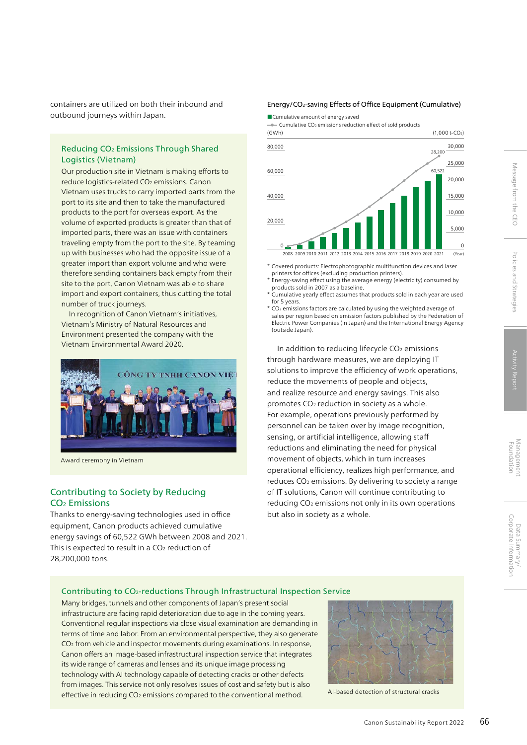containers are utilized on both their inbound and outbound journeys within Japan.

### Reducing $CO_2$ Emissions Through Shared Logistics (Vietnam)

Our production site in Vietnam is making efforts to reduce logistics-related $CO_2$ emissions. Canon Vietnam uses trucks to carry imported parts from the port to its site and then to take the manufactured products to the port for overseas export. As the volume of exported products is greater than that of imported parts, there was an issue with containers traveling empty from the port to the site. By teaming up with businesses who had the opposite issue of a greater import than export volume and who were therefore sending containers back empty from their site to the port, Canon Vietnam was able to share import and export containers, thus cutting the total number of truck journeys.

In recognition of Canon Vietnam's initiatives, Vietnam's Ministry of Natural Resources and Environment presented the company with the Vietnam Environmental Award 2020.

Award ceremony in Vietnam

## Contributing to Society by Reducing $CO_2$ Emissions

Thanks to energy-saving technologies used in office equipment, Canon products achieved cumulative energy savings of 60,522 GWh between 2008 and 2021. This is expected to result in a $CO_2$ reduction of 28,200,000 tons.

**Energy/$CO_2$-saving Effects of Office Equipment (Cumulative)**

■ Cumulative amount of energy saved
—●— Cumulative $CO_2$ emissions reduction effect of sold products

(GWh) / (1,000 t-$CO_2$)

Left axis: 0, 20,000, 40,000, 60,000, 80,000
Right axis: 0, 5,000, 10,000, 15,000, 20,000, 25,000, 30,000
Years: 2008 2009 2010 2011 2012 2013 2014 2015 2016 2017 2018 2019 2020 2021 (Year)
2021: 60,522 (GWh); 28,200 (1,000 t-$CO_2$)

\* Covered products: Electrophotographic multifunction devices and laser printers for offices (excluding production printers).
\* Energy-saving effect using the average energy (electricity) consumed by products sold in 2007 as a baseline.
\* Cumulative yearly effect assumes that products sold in each year are used for 5 years.
\* $CO_2$ emissions factors are calculated by using the weighted average of sales per region based on emission factors published by the Federation of Electric Power Companies (in Japan) and the International Energy Agency (outside Japan).

In addition to reducing lifecycle $CO_2$ emissions through hardware measures, we are deploying IT solutions to improve the efficiency of work operations, reduce the movements of people and objects, and realize resource and energy savings. This also promotes $CO_2$ reduction in society as a whole. For example, operations previously performed by personnel can be taken over by image recognition, sensing, or artificial intelligence, allowing staff reductions and eliminating the need for physical movement of objects, which in turn increases operational efficiency, realizes high performance, and reduces $CO_2$ emissions. By delivering to society a range of IT solutions, Canon will continue contributing to reducing $CO_2$ emissions not only in its own operations but also in society as a whole.

### Contributing to $CO_2$-reductions Through Infrastructural Inspection Service

Many bridges, tunnels and other components of Japan's present social infrastructure are facing rapid deterioration due to age in the coming years. Conventional regular inspections via close visual examination are demanding in terms of time and labor. From an environmental perspective, they also generate $CO_2$ from vehicle and inspector movements during examinations. In response, Canon offers an image-based infrastructural inspection service that integrates its wide range of cameras and lenses and its unique image processing technology with AI technology capable of detecting cracks or other defects from images. This service not only resolves issues of cost and safety but is also effective in reducing $CO_2$ emissions compared to the conventional method.

AI-based detection of structural cracks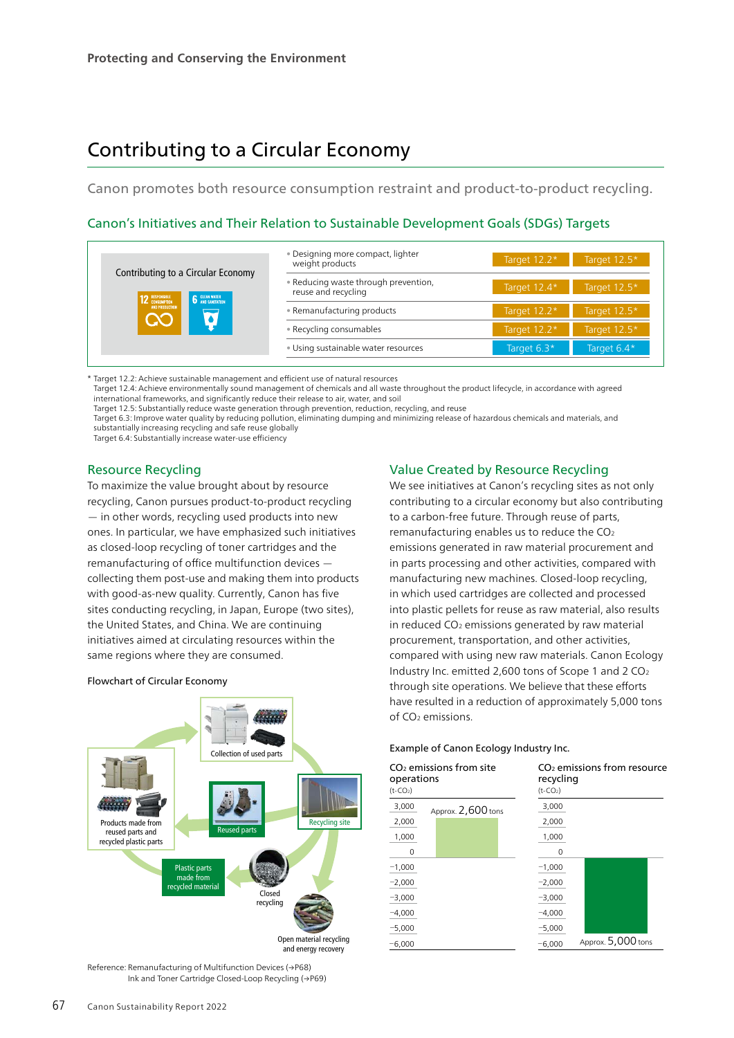# Contributing to a Circular Economy

Canon promotes both resource consumption restraint and product-to-product recycling.

## Canon's Initiatives and Their Relation to Sustainable Development Goals (SDGs) Targets

| Contributing to a Circular Economy | | | |
|---|---|---|---|
| | • Designing more compact, lighter weight products | Target 12.2* | Target 12.5* |
| | • Reducing waste through prevention, reuse and recycling | Target 12.4* | Target 12.5* |
| | • Remanufacturing products | Target 12.2* | Target 12.5* |
| | • Recycling consumables | Target 12.2* | Target 12.5* |
| | • Using sustainable water resources | Target 6.3* | Target 6.4* |

\* Target 12.2: Achieve sustainable management and efficient use of natural resources
Target 12.4: Achieve environmentally sound management of chemicals and all waste throughout the product lifecycle, in accordance with agreed international frameworks, and significantly reduce their release to air, water, and soil
Target 12.5: Substantially reduce waste generation through prevention, reduction, recycling, and reuse
Target 6.3: Improve water quality by reducing pollution, eliminating dumping and minimizing release of hazardous chemicals and materials, and substantially increasing recycling and safe reuse globally
Target 6.4: Substantially increase water-use efficiency

### Resource Recycling

To maximize the value brought about by resource recycling, Canon pursues product-to-product recycling — in other words, recycling used products into new ones. In particular, we have emphasized such initiatives as closed-loop recycling of toner cartridges and the remanufacturing of office multifunction devices — collecting them post-use and making them into products with good-as-new quality. Currently, Canon has five sites conducting recycling, in Japan, Europe (two sites), the United States, and China. We are continuing initiatives aimed at circulating resources within the same regions where they are consumed.

Flowchart of Circular Economy

Collection of used parts → Recycling site → Reused parts / Closed recycling / Open material recycling and energy recovery → Plastic parts made from recycled material → Products made from reused parts and recycled plastic parts

Reference: Remanufacturing of Multifunction Devices (→P68)
Ink and Toner Cartridge Closed-Loop Recycling (→P69)

### Value Created by Resource Recycling

We see initiatives at Canon's recycling sites as not only contributing to a circular economy but also contributing to a carbon-free future. Through reuse of parts, remanufacturing enables us to reduce the $CO_2$ emissions generated in raw material procurement and in parts processing and other activities, compared with manufacturing new machines. Closed-loop recycling, in which used cartridges are collected and processed into plastic pellets for reuse as raw material, also results in reduced $CO_2$ emissions generated by raw material procurement, transportation, and other activities, compared with using new raw materials. Canon Ecology Industry Inc. emitted 2,600 tons of Scope 1 and 2 $CO_2$ through site operations. We believe that these efforts have resulted in a reduction of approximately 5,000 tons of $CO_2$ emissions.

Example of Canon Ecology Industry Inc.

| | $CO_2$ emissions from site operations (t-$CO_2$) | $CO_2$ emissions from resource recycling (t-$CO_2$) |
|---|---|---|
| Value | Approx. 2,600 tons | Approx. −5,000 tons |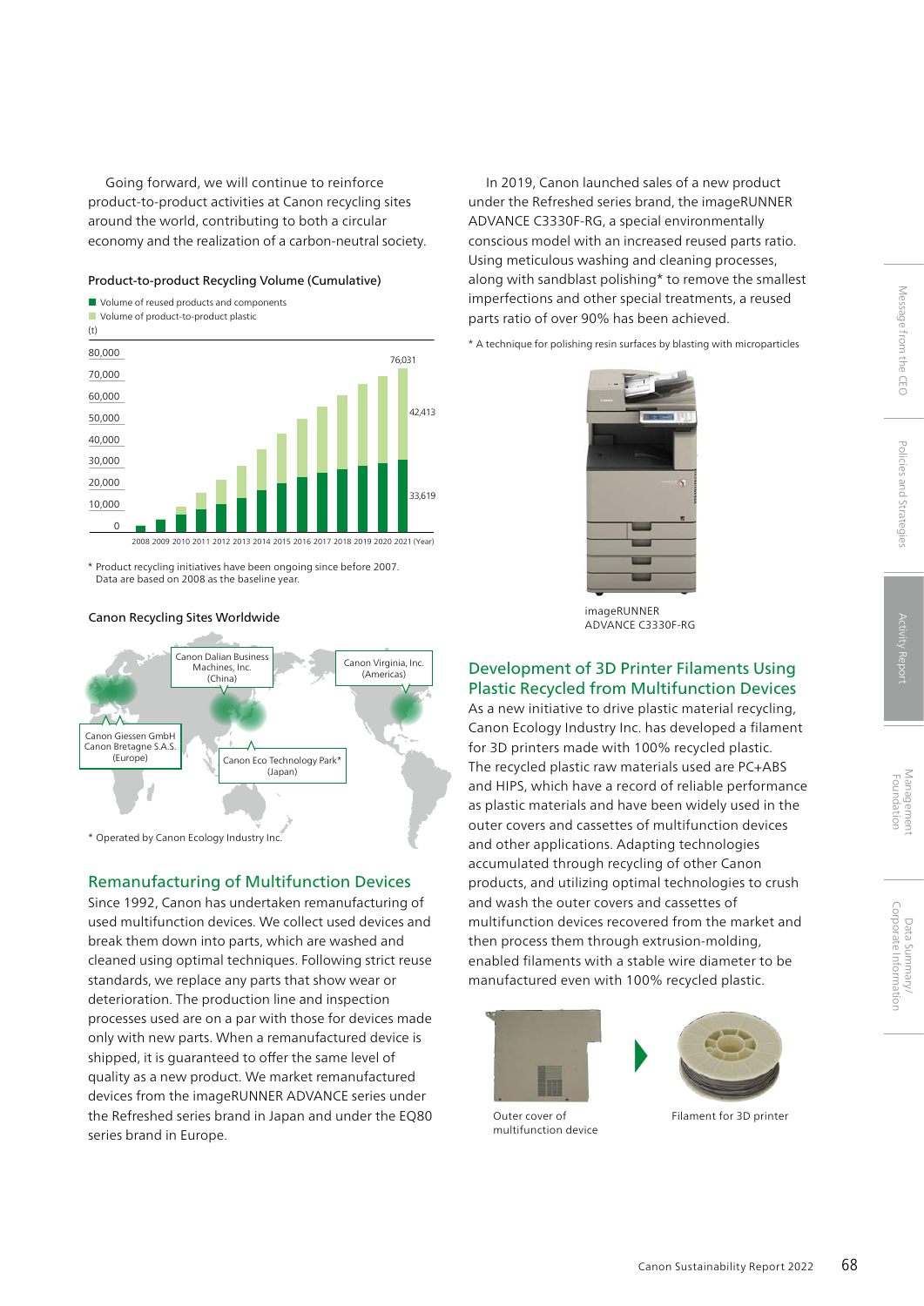Going forward, we will continue to reinforce product-to-product activities at Canon recycling sites around the world, contributing to both a circular economy and the realization of a carbon-neutral society.

**Product-to-product Recycling Volume (Cumulative)**

■ Volume of reused products and components
■ Volume of product-to-product plastic

(t)

80,000
70,000
60,000
50,000
40,000
30,000
20,000
10,000
0

76,031
42,413
33,619

2008 2009 2010 2011 2012 2013 2014 2015 2016 2017 2018 2019 2020 2021 (Year)

* Product recycling initiatives have been ongoing since before 2007. Data are based on 2008 as the baseline year.

**Canon Recycling Sites Worldwide**

Canon Dalian Business Machines, Inc. (China)

Canon Virginia, Inc. (Americas)

Canon Giessen GmbH
Canon Bretagne S.A.S.
(Europe)

Canon Eco Technology Park* (Japan)

* Operated by Canon Ecology Industry Inc.

## Remanufacturing of Multifunction Devices

Since 1992, Canon has undertaken remanufacturing of used multifunction devices. We collect used devices and break them down into parts, which are washed and cleaned using optimal techniques. Following strict reuse standards, we replace any parts that show wear or deterioration. The production line and inspection processes used are on a par with those for devices made only with new parts. When a remanufactured device is shipped, it is guaranteed to offer the same level of quality as a new product. We market remanufactured devices from the imageRUNNER ADVANCE series under the Refreshed series brand in Japan and under the EQ80 series brand in Europe.

In 2019, Canon launched sales of a new product under the Refreshed series brand, the imageRUNNER ADVANCE C3330F-RG, a special environmentally conscious model with an increased reused parts ratio. Using meticulous washing and cleaning processes, along with sandblast polishing* to remove the smallest imperfections and other special treatments, a reused parts ratio of over 90% has been achieved.

* A technique for polishing resin surfaces by blasting with microparticles

imageRUNNER ADVANCE C3330F-RG

## Development of 3D Printer Filaments Using Plastic Recycled from Multifunction Devices

As a new initiative to drive plastic material recycling, Canon Ecology Industry Inc. has developed a filament for 3D printers made with 100% recycled plastic. The recycled plastic raw materials used are PC+ABS and HIPS, which have a record of reliable performance as plastic materials and have been widely used in the outer covers and cassettes of multifunction devices and other applications. Adapting technologies accumulated through recycling of other Canon products, and utilizing optimal technologies to crush and wash the outer covers and cassettes of multifunction devices recovered from the market and then process them through extrusion-molding, enabled filaments with a stable wire diameter to be manufactured even with 100% recycled plastic.

Outer cover of multifunction device

Filament for 3D printer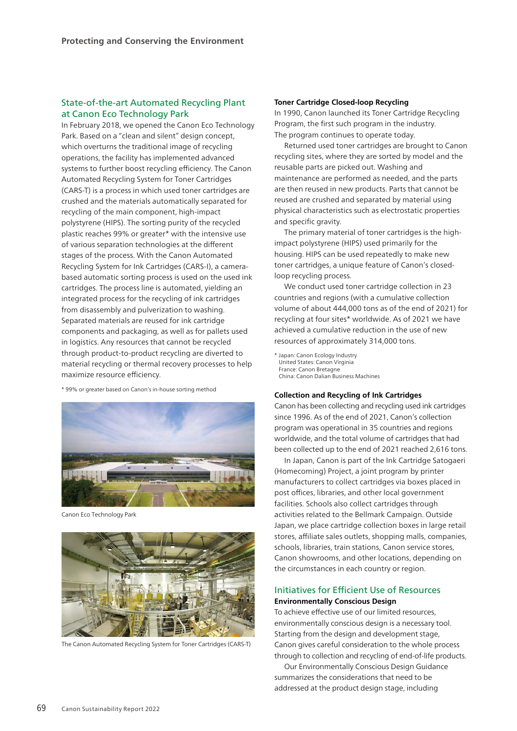## State-of-the-art Automated Recycling Plant at Canon Eco Technology Park

In February 2018, we opened the Canon Eco Technology Park. Based on a "clean and silent" design concept, which overturns the traditional image of recycling operations, the facility has implemented advanced systems to further boost recycling efficiency. The Canon Automated Recycling System for Toner Cartridges (CARS-T) is a process in which used toner cartridges are crushed and the materials automatically separated for recycling of the main component, high-impact polystyrene (HIPS). The sorting purity of the recycled plastic reaches 99% or greater* with the intensive use of various separation technologies at the different stages of the process. With the Canon Automated Recycling System for Ink Cartridges (CARS-I), a camera-based automatic sorting process is used on the used ink cartridges. The process line is automated, yielding an integrated process for the recycling of ink cartridges from disassembly and pulverization to washing. Separated materials are reused for ink cartridge components and packaging, as well as for pallets used in logistics. Any resources that cannot be recycled through product-to-product recycling are diverted to material recycling or thermal recovery processes to help maximize resource efficiency.

* 99% or greater based on Canon's in-house sorting method

Canon Eco Technology Park

The Canon Automated Recycling System for Toner Cartridges (CARS-T)

### Toner Cartridge Closed-loop Recycling

In 1990, Canon launched its Toner Cartridge Recycling Program, the first such program in the industry. The program continues to operate today.

Returned used toner cartridges are brought to Canon recycling sites, where they are sorted by model and the reusable parts are picked out. Washing and maintenance are performed as needed, and the parts are then reused in new products. Parts that cannot be reused are crushed and separated by material using physical characteristics such as electrostatic properties and specific gravity.

The primary material of toner cartridges is the high-impact polystyrene (HIPS) used primarily for the housing. HIPS can be used repeatedly to make new toner cartridges, a unique feature of Canon's closed-loop recycling process.

We conduct used toner cartridge collection in 23 countries and regions (with a cumulative collection volume of about 444,000 tons as of the end of 2021) for recycling at four sites* worldwide. As of 2021 we have achieved a cumulative reduction in the use of new resources of approximately 314,000 tons.

* Japan: Canon Ecology Industry
United States: Canon Virginia
France: Canon Bretagne
China: Canon Dalian Business Machines

### Collection and Recycling of Ink Cartridges

Canon has been collecting and recycling used ink cartridges since 1996. As of the end of 2021, Canon's collection program was operational in 35 countries and regions worldwide, and the total volume of cartridges that had been collected up to the end of 2021 reached 2,616 tons.

In Japan, Canon is part of the Ink Cartridge Satogaeri (Homecoming) Project, a joint program by printer manufacturers to collect cartridges via boxes placed in post offices, libraries, and other local government facilities. Schools also collect cartridges through activities related to the Bellmark Campaign. Outside Japan, we place cartridge collection boxes in large retail stores, affiliate sales outlets, shopping malls, companies, schools, libraries, train stations, Canon service stores, Canon showrooms, and other locations, depending on the circumstances in each country or region.

## Initiatives for Efficient Use of Resources

### Environmentally Conscious Design

To achieve effective use of our limited resources, environmentally conscious design is a necessary tool. Starting from the design and development stage, Canon gives careful consideration to the whole process through to collection and recycling of end-of-life products.

Our Environmentally Conscious Design Guidance summarizes the considerations that need to be addressed at the product design stage, including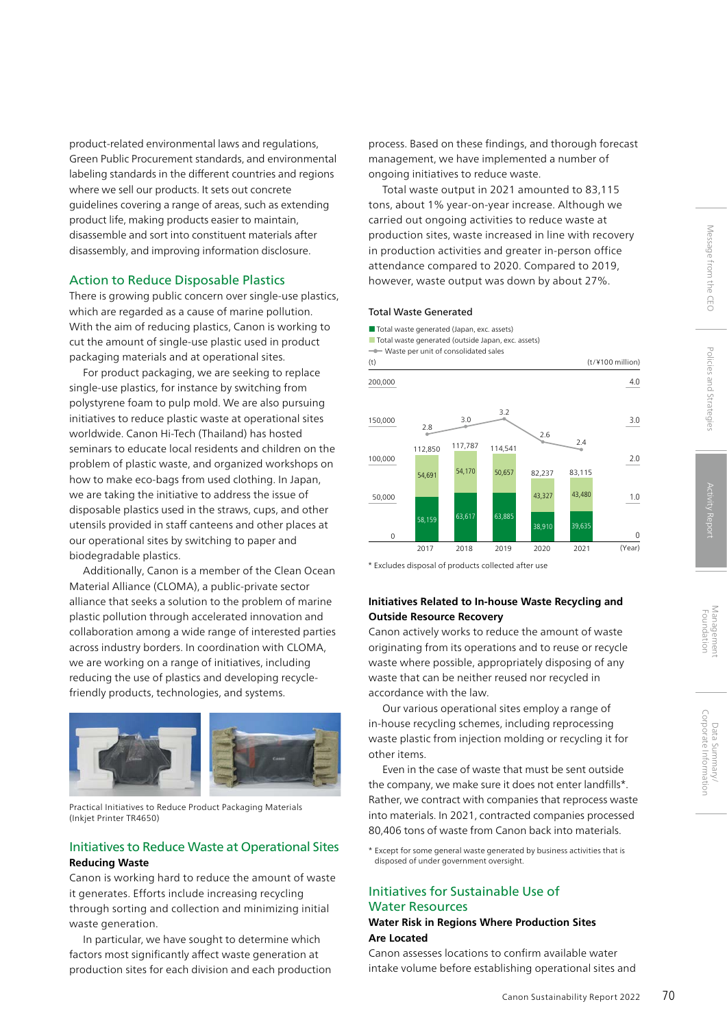product-related environmental laws and regulations, Green Public Procurement standards, and environmental labeling standards in the different countries and regions where we sell our products. It sets out concrete guidelines covering a range of areas, such as extending product life, making products easier to maintain, disassemble and sort into constituent materials after disassembly, and improving information disclosure.

## Action to Reduce Disposable Plastics

There is growing public concern over single-use plastics, which are regarded as a cause of marine pollution. With the aim of reducing plastics, Canon is working to cut the amount of single-use plastic used in product packaging materials and at operational sites.

For product packaging, we are seeking to replace single-use plastics, for instance by switching from polystyrene foam to pulp mold. We are also pursuing initiatives to reduce plastic waste at operational sites worldwide. Canon Hi-Tech (Thailand) has hosted seminars to educate local residents and children on the problem of plastic waste, and organized workshops on how to make eco-bags from used clothing. In Japan, we are taking the initiative to address the issue of disposable plastics used in the straws, cups, and other utensils provided in staff canteens and other places at our operational sites by switching to paper and biodegradable plastics.

Additionally, Canon is a member of the Clean Ocean Material Alliance (CLOMA), a public-private sector alliance that seeks a solution to the problem of marine plastic pollution through accelerated innovation and collaboration among a wide range of interested parties across industry borders. In coordination with CLOMA, we are working on a range of initiatives, including reducing the use of plastics and developing recycle-friendly products, technologies, and systems.

Practical Initiatives to Reduce Product Packaging Materials (Inkjet Printer TR4650)

## Initiatives to Reduce Waste at Operational Sites

**Reducing Waste**

Canon is working hard to reduce the amount of waste it generates. Efforts include increasing recycling through sorting and collection and minimizing initial waste generation.

In particular, we have sought to determine which factors most significantly affect waste generation at production sites for each division and each production process. Based on these findings, and thorough forecast management, we have implemented a number of ongoing initiatives to reduce waste.

Total waste output in 2021 amounted to 83,115 tons, about 1% year-on-year increase. Although we carried out ongoing activities to reduce waste at production sites, waste increased in line with recovery in production activities and greater in-person office attendance compared to 2020. Compared to 2019, however, waste output was down by about 27%.

**Total Waste Generated**

| Year | Total waste generated (Japan, exc. assets) (t) | Total waste generated (outside Japan, exc. assets) (t) | Total (t) | Waste per unit of consolidated sales (t/¥100 million) |
|---|---|---|---|---|
| 2017 | 58,159 | 54,691 | 112,850 | 2.8 |
| 2018 | 63,617 | 54,170 | 117,787 | 3.0 |
| 2019 | 63,885 | 50,657 | 114,541 | 3.2 |
| 2020 | 38,910 | 43,327 | 82,237 | 2.6 |
| 2021 | 39,635 | 43,480 | 83,115 | 2.4 |

* Excludes disposal of products collected after use

**Initiatives Related to In-house Waste Recycling and Outside Resource Recovery**

Canon actively works to reduce the amount of waste originating from its operations and to reuse or recycle waste where possible, appropriately disposing of any waste that can be neither reused nor recycled in accordance with the law.

Our various operational sites employ a range of in-house recycling schemes, including reprocessing waste plastic from injection molding or recycling it for other items.

Even in the case of waste that must be sent outside the company, we make sure it does not enter landfills*. Rather, we contract with companies that reprocess waste into materials. In 2021, contracted companies processed 80,406 tons of waste from Canon back into materials.

* Except for some general waste generated by business activities that is disposed of under government oversight.

## Initiatives for Sustainable Use of Water Resources

**Water Risk in Regions Where Production Sites Are Located**

Canon assesses locations to confirm available water intake volume before establishing operational sites and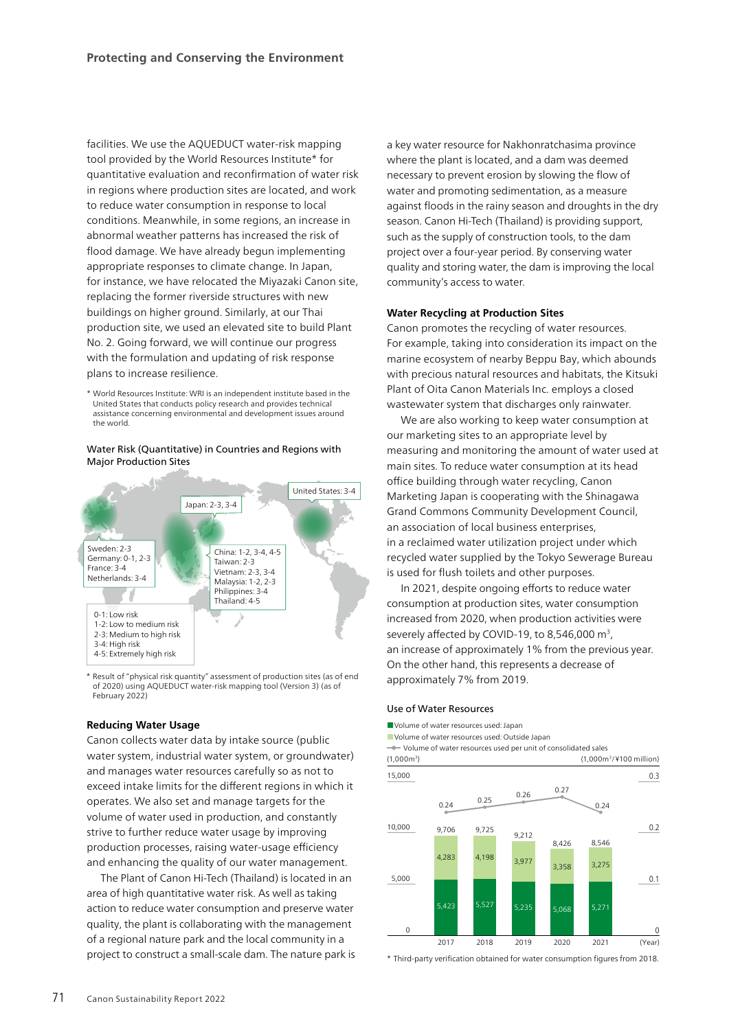facilities. We use the AQUEDUCT water-risk mapping tool provided by the World Resources Institute* for quantitative evaluation and reconfirmation of water risk in regions where production sites are located, and work to reduce water consumption in response to local conditions. Meanwhile, in some regions, an increase in abnormal weather patterns has increased the risk of flood damage. We have already begun implementing appropriate responses to climate change. In Japan, for instance, we have relocated the Miyazaki Canon site, replacing the former riverside structures with new buildings on higher ground. Similarly, at our Thai production site, we used an elevated site to build Plant No. 2. Going forward, we will continue our progress with the formulation and updating of risk response plans to increase resilience.

\* World Resources Institute: WRI is an independent institute based in the United States that conducts policy research and provides technical assistance concerning environmental and development issues around the world.

**Water Risk (Quantitative) in Countries and Regions with Major Production Sites**

- Sweden: 2-3
- Germany: 0-1, 2-3
- France: 3-4
- Netherlands: 3-4
- Japan: 2-3, 3-4
- United States: 3-4
- China: 1-2, 3-4, 4-5
- Taiwan: 2-3
- Vietnam: 2-3, 3-4
- Malaysia: 1-2, 2-3
- Philippines: 3-4
- Thailand: 4-5

0-1: Low risk
1-2: Low to medium risk
2-3: Medium to high risk
3-4: High risk
4-5: Extremely high risk

\* Result of "physical risk quantity" assessment of production sites (as of end of 2020) using AQUEDUCT water-risk mapping tool (Version 3) (as of February 2022)

### Reducing Water Usage

Canon collects water data by intake source (public water system, industrial water system, or groundwater) and manages water resources carefully so as not to exceed intake limits for the different regions in which it operates. We also set and manage targets for the volume of water used in production, and constantly strive to further reduce water usage by improving production processes, raising water-usage efficiency and enhancing the quality of our water management.

The Plant of Canon Hi-Tech (Thailand) is located in an area of high quantitative water risk. As well as taking action to reduce water consumption and preserve water quality, the plant is collaborating with the management of a regional nature park and the local community in a project to construct a small-scale dam. The nature park is a key water resource for Nakhonratchasima province where the plant is located, and a dam was deemed necessary to prevent erosion by slowing the flow of water and promoting sedimentation, as a measure against floods in the rainy season and droughts in the dry season. Canon Hi-Tech (Thailand) is providing support, such as the supply of construction tools, to the dam project over a four-year period. By conserving water quality and storing water, the dam is improving the local community's access to water.

### Water Recycling at Production Sites

Canon promotes the recycling of water resources. For example, taking into consideration its impact on the marine ecosystem of nearby Beppu Bay, which abounds with precious natural resources and habitats, the Kitsuki Plant of Oita Canon Materials Inc. employs a closed wastewater system that discharges only rainwater.

We are also working to keep water consumption at our marketing sites to an appropriate level by measuring and monitoring the amount of water used at main sites. To reduce water consumption at its head office building through water recycling, Canon Marketing Japan is cooperating with the Shinagawa Grand Commons Community Development Council, an association of local business enterprises, in a reclaimed water utilization project under which recycled water supplied by the Tokyo Sewerage Bureau is used for flush toilets and other purposes.

In 2021, despite ongoing efforts to reduce water consumption at production sites, water consumption increased from 2020, when production activities were severely affected by COVID-19, to 8,546,000 m$^3$, an increase of approximately 1% from the previous year. On the other hand, this represents a decrease of approximately 7% from 2019.

**Use of Water Resources**

| Year | Volume of water resources used: Japan (1,000m$^3$) | Volume of water resources used: Outside Japan (1,000m$^3$) | Total (1,000m$^3$) | Volume of water resources used per unit of consolidated sales (1,000m$^3$/¥100 million) |
|---|---|---|---|---|
| 2017 | 5,423 | 4,283 | 9,706 | 0.24 |
| 2018 | 5,527 | 4,198 | 9,725 | 0.25 |
| 2019 | 5,235 | 3,977 | 9,212 | 0.26 |
| 2020 | 5,068 | 3,358 | 8,426 | 0.27 |
| 2021 | 5,271 | 3,275 | 8,546 | 0.24 |

\* Third-party verification obtained for water consumption figures from 2018.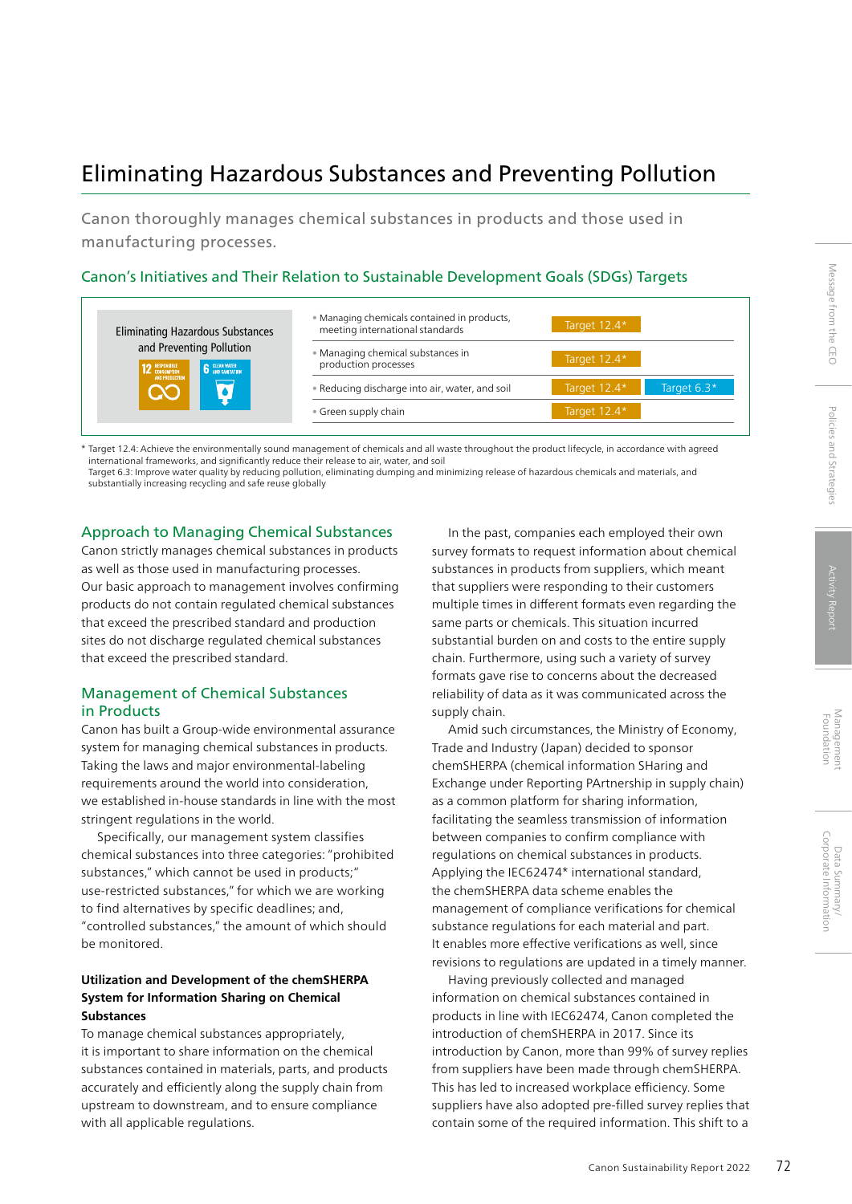# Eliminating Hazardous Substances and Preventing Pollution

Canon thoroughly manages chemical substances in products and those used in manufacturing processes.

## Canon's Initiatives and Their Relation to Sustainable Development Goals (SDGs) Targets

| Eliminating Hazardous Substances and Preventing Pollution | | | |
|---|---|---|---|
| | Managing chemicals contained in products, meeting international standards | Target 12.4* | |
| | Managing chemical substances in production processes | Target 12.4* | |
| | Reducing discharge into air, water, and soil | Target 12.4* | Target 6.3* |
| | Green supply chain | Target 12.4* | |

\* Target 12.4: Achieve the environmentally sound management of chemicals and all waste throughout the product lifecycle, in accordance with agreed international frameworks, and significantly reduce their release to air, water, and soil
Target 6.3: Improve water quality by reducing pollution, eliminating dumping and minimizing release of hazardous chemicals and materials, and substantially increasing recycling and safe reuse globally

## Approach to Managing Chemical Substances

Canon strictly manages chemical substances in products as well as those used in manufacturing processes. Our basic approach to management involves confirming products do not contain regulated chemical substances that exceed the prescribed standard and production sites do not discharge regulated chemical substances that exceed the prescribed standard.

## Management of Chemical Substances in Products

Canon has built a Group-wide environmental assurance system for managing chemical substances in products. Taking the laws and major environmental-labeling requirements around the world into consideration, we established in-house standards in line with the most stringent regulations in the world.

Specifically, our management system classifies chemical substances into three categories: "prohibited substances," which cannot be used in products;" use-restricted substances," for which we are working to find alternatives by specific deadlines; and, "controlled substances," the amount of which should be monitored.

**Utilization and Development of the chemSHERPA System for Information Sharing on Chemical Substances**

To manage chemical substances appropriately, it is important to share information on the chemical substances contained in materials, parts, and products accurately and efficiently along the supply chain from upstream to downstream, and to ensure compliance with all applicable regulations.

In the past, companies each employed their own survey formats to request information about chemical substances in products from suppliers, which meant that suppliers were responding to their customers multiple times in different formats even regarding the same parts or chemicals. This situation incurred substantial burden on and costs to the entire supply chain. Furthermore, using such a variety of survey formats gave rise to concerns about the decreased reliability of data as it was communicated across the supply chain.

Amid such circumstances, the Ministry of Economy, Trade and Industry (Japan) decided to sponsor chemSHERPA (chemical information SHaring and Exchange under Reporting PArtnership in supply chain) as a common platform for sharing information, facilitating the seamless transmission of information between companies to confirm compliance with regulations on chemical substances in products. Applying the IEC62474* international standard, the chemSHERPA data scheme enables the management of compliance verifications for chemical substance regulations for each material and part. It enables more effective verifications as well, since revisions to regulations are updated in a timely manner.

Having previously collected and managed information on chemical substances contained in products in line with IEC62474, Canon completed the introduction of chemSHERPA in 2017. Since its introduction by Canon, more than 99% of survey replies from suppliers have been made through chemSHERPA. This has led to increased workplace efficiency. Some suppliers have also adopted pre-filled survey replies that contain some of the required information. This shift to a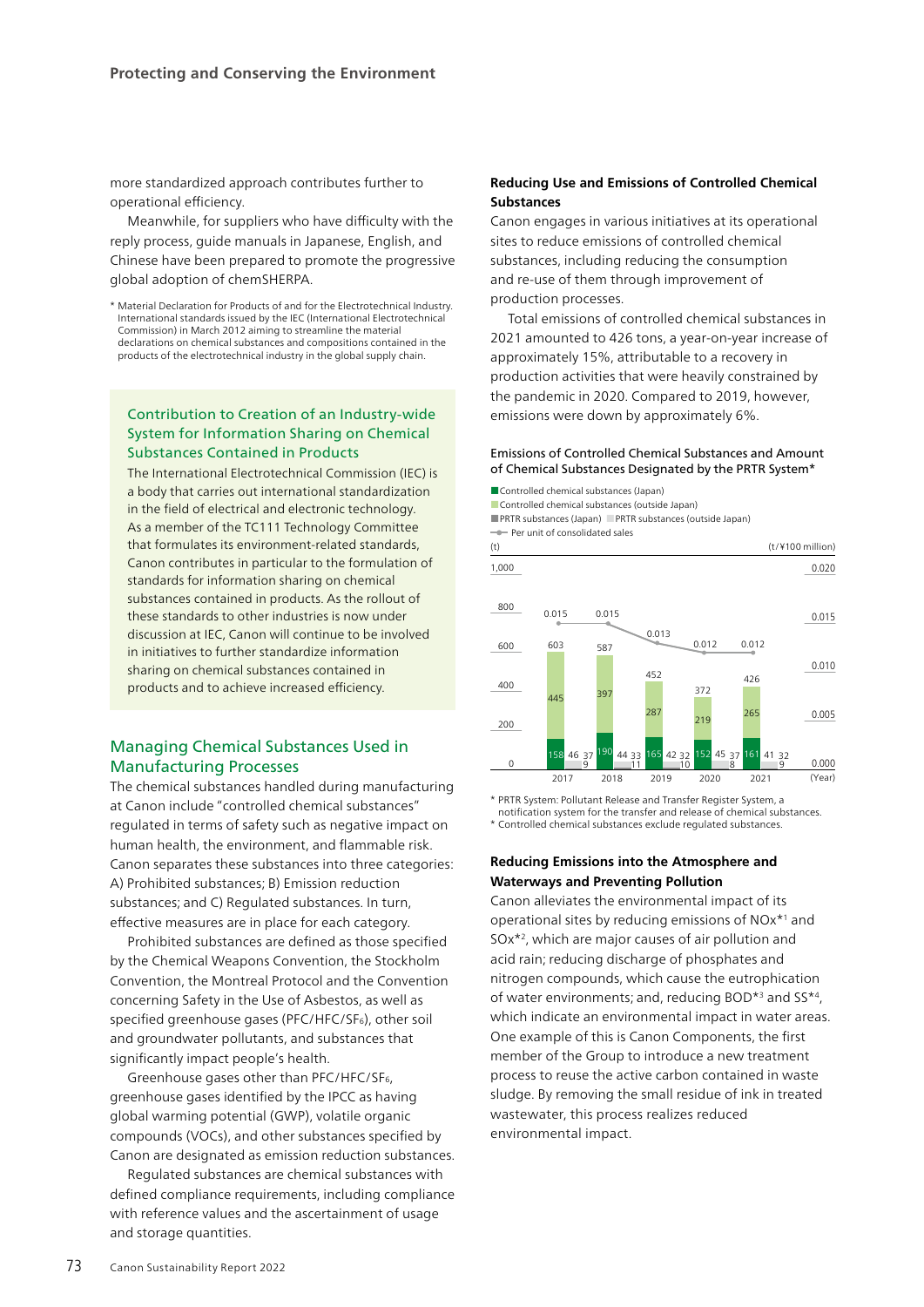more standardized approach contributes further to operational efficiency.

Meanwhile, for suppliers who have difficulty with the reply process, guide manuals in Japanese, English, and Chinese have been prepared to promote the progressive global adoption of chemSHERPA.

* Material Declaration for Products of and for the Electrotechnical Industry. International standards issued by the IEC (International Electrotechnical Commission) in March 2012 aiming to streamline the material declarations on chemical substances and compositions contained in the products of the electrotechnical industry in the global supply chain.

### Contribution to Creation of an Industry-wide System for Information Sharing on Chemical Substances Contained in Products

The International Electrotechnical Commission (IEC) is a body that carries out international standardization in the field of electrical and electronic technology. As a member of the TC111 Technology Committee that formulates its environment-related standards, Canon contributes in particular to the formulation of standards for information sharing on chemical substances contained in products. As the rollout of these standards to other industries is now under discussion at IEC, Canon will continue to be involved in initiatives to further standardize information sharing on chemical substances contained in products and to achieve increased efficiency.

## Managing Chemical Substances Used in Manufacturing Processes

The chemical substances handled during manufacturing at Canon include "controlled chemical substances" regulated in terms of safety such as negative impact on human health, the environment, and flammable risk. Canon separates these substances into three categories: A) Prohibited substances; B) Emission reduction substances; and C) Regulated substances. In turn, effective measures are in place for each category.

Prohibited substances are defined as those specified by the Chemical Weapons Convention, the Stockholm Convention, the Montreal Protocol and the Convention concerning Safety in the Use of Asbestos, as well as specified greenhouse gases (PFC/HFC/$SF_6$), other soil and groundwater pollutants, and substances that significantly impact people's health.

Greenhouse gases other than PFC/HFC/$SF_6$, greenhouse gases identified by the IPCC as having global warming potential (GWP), volatile organic compounds (VOCs), and other substances specified by Canon are designated as emission reduction substances.

Regulated substances are chemical substances with defined compliance requirements, including compliance with reference values and the ascertainment of usage and storage quantities.

### Reducing Use and Emissions of Controlled Chemical Substances

Canon engages in various initiatives at its operational sites to reduce emissions of controlled chemical substances, including reducing the consumption and re-use of them through improvement of production processes.

Total emissions of controlled chemical substances in 2021 amounted to 426 tons, a year-on-year increase of approximately 15%, attributable to a recovery in production activities that were heavily constrained by the pandemic in 2020. Compared to 2019, however, emissions were down by approximately 6%.

**Emissions of Controlled Chemical Substances and Amount of Chemical Substances Designated by the PRTR System***

| Year | Controlled chemical substances (Japan) (t) | Controlled chemical substances (outside Japan) (t) | Total controlled chemical substances (t) | PRTR substances (Japan) (t) | PRTR substances (outside Japan) (t) | Per unit of consolidated sales (t/¥100 million) |
|---|---|---|---|---|---|---|
| 2017 | 158 | 445 | 603 | 46 | 37 | 0.015 |
| 2018 | 190 | 397 | 587 | 44 | 33 | 0.015 |
| 2019 | 165 | 287 | 452 | 42 | 32 | 0.013 |
| 2020 | 152 | 219 | 372 | 45 | 37 | 0.012 |
| 2021 | 161 | 265 | 426 | 41 | 32 | 0.012 |

(Small values shown beneath PRTR bars: 2017: 9; 2018: 11; 2019: 10; 2020: 8; 2021: 9)

* PRTR System: Pollutant Release and Transfer Register System, a notification system for the transfer and release of chemical substances.
* Controlled chemical substances exclude regulated substances.

### Reducing Emissions into the Atmosphere and Waterways and Preventing Pollution

Canon alleviates the environmental impact of its operational sites by reducing emissions of NOx*[1] and SOx*[2], which are major causes of air pollution and acid rain; reducing discharge of phosphates and nitrogen compounds, which cause the eutrophication of water environments; and, reducing BOD*[3] and SS*[4], which indicate an environmental impact in water areas. One example of this is Canon Components, the first member of the Group to introduce a new treatment process to reuse the active carbon contained in waste sludge. By removing the small residue of ink in treated wastewater, this process realizes reduced environmental impact.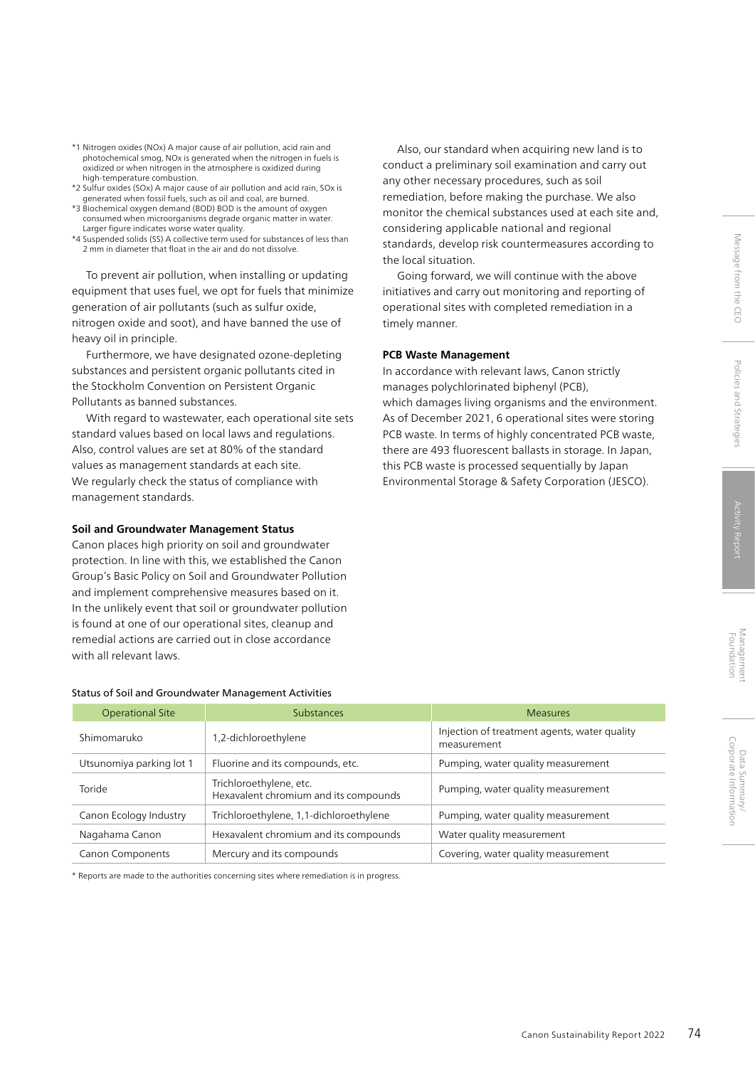*1 Nitrogen oxides (NOx) A major cause of air pollution, acid rain and photochemical smog, NOx is generated when the nitrogen in fuels is oxidized or when nitrogen in the atmosphere is oxidized during high-temperature combustion.
*2 Sulfur oxides (SOx) A major cause of air pollution and acid rain, SOx is generated when fossil fuels, such as oil and coal, are burned.
*3 Biochemical oxygen demand (BOD) BOD is the amount of oxygen consumed when microorganisms degrade organic matter in water. Larger figure indicates worse water quality.
*4 Suspended solids (SS) A collective term used for substances of less than 2 mm in diameter that float in the air and do not dissolve.

To prevent air pollution, when installing or updating equipment that uses fuel, we opt for fuels that minimize generation of air pollutants (such as sulfur oxide, nitrogen oxide and soot), and have banned the use of heavy oil in principle.

Furthermore, we have designated ozone-depleting substances and persistent organic pollutants cited in the Stockholm Convention on Persistent Organic Pollutants as banned substances.

With regard to wastewater, each operational site sets standard values based on local laws and regulations. Also, control values are set at 80% of the standard values as management standards at each site. We regularly check the status of compliance with management standards.

**Soil and Groundwater Management Status**

Canon places high priority on soil and groundwater protection. In line with this, we established the Canon Group's Basic Policy on Soil and Groundwater Pollution and implement comprehensive measures based on it. In the unlikely event that soil or groundwater pollution is found at one of our operational sites, cleanup and remedial actions are carried out in close accordance with all relevant laws.

Also, our standard when acquiring new land is to conduct a preliminary soil examination and carry out any other necessary procedures, such as soil remediation, before making the purchase. We also monitor the chemical substances used at each site and, considering applicable national and regional standards, develop risk countermeasures according to the local situation.

Going forward, we will continue with the above initiatives and carry out monitoring and reporting of operational sites with completed remediation in a timely manner.

**PCB Waste Management**

In accordance with relevant laws, Canon strictly manages polychlorinated biphenyl (PCB), which damages living organisms and the environment. As of December 2021, 6 operational sites were storing PCB waste. In terms of highly concentrated PCB waste, there are 493 fluorescent ballasts in storage. In Japan, this PCB waste is processed sequentially by Japan Environmental Storage & Safety Corporation (JESCO).

**Status of Soil and Groundwater Management Activities**

| Operational Site | Substances | Measures |
|---|---|---|
| Shimomaruko | 1,2-dichloroethylene | Injection of treatment agents, water quality measurement |
| Utsunomiya parking lot 1 | Fluorine and its compounds, etc. | Pumping, water quality measurement |
| Toride | Trichloroethylene, etc.<br>Hexavalent chromium and its compounds | Pumping, water quality measurement |
| Canon Ecology Industry | Trichloroethylene, 1,1-dichloroethylene | Pumping, water quality measurement |
| Nagahama Canon | Hexavalent chromium and its compounds | Water quality measurement |
| Canon Components | Mercury and its compounds | Covering, water quality measurement |

* Reports are made to the authorities concerning sites where remediation is in progress.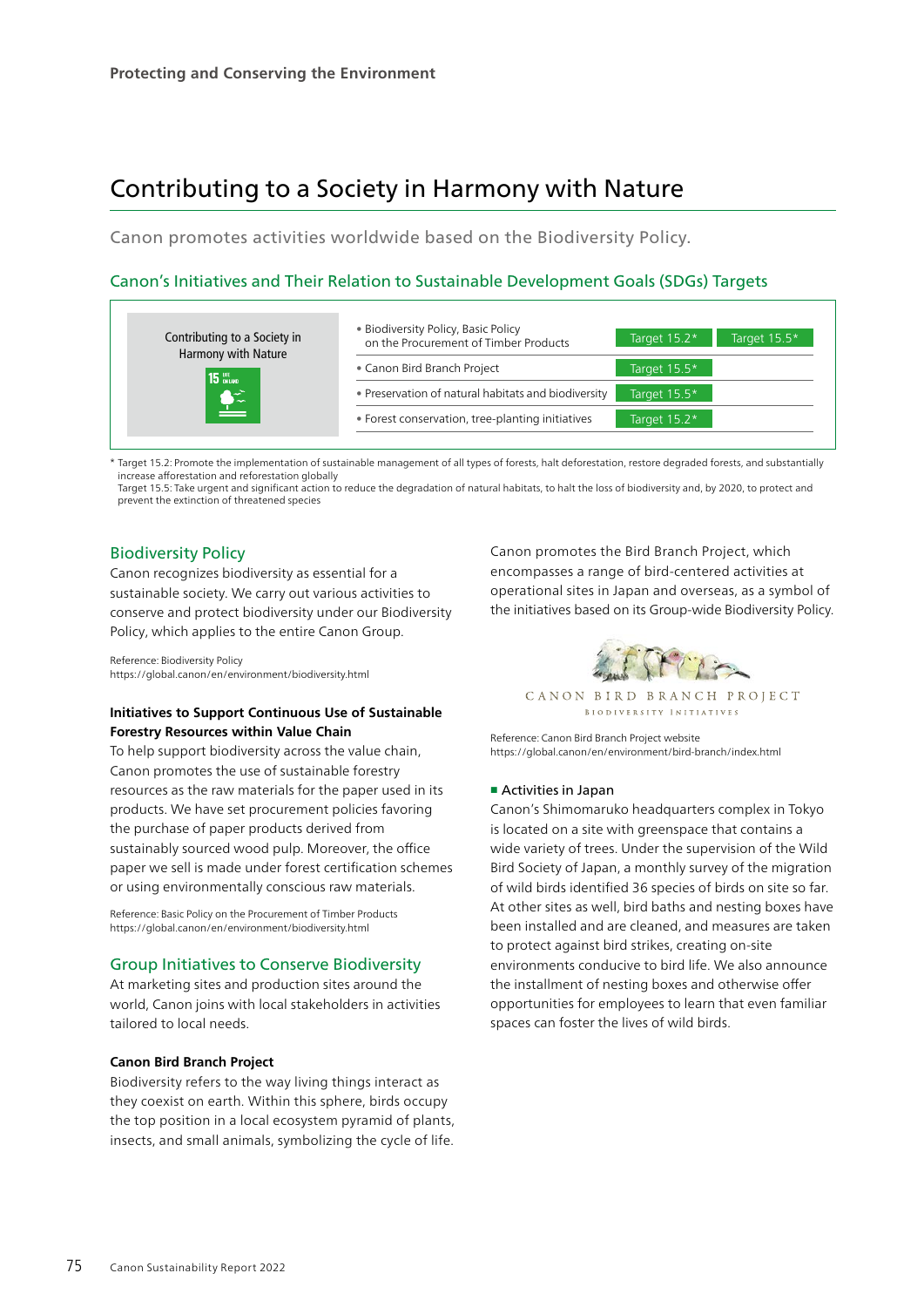Protecting and Conserving the Environment

# Contributing to a Society in Harmony with Nature

Canon promotes activities worldwide based on the Biodiversity Policy.

## Canon's Initiatives and Their Relation to Sustainable Development Goals (SDGs) Targets

| Contributing to a Society in Harmony with Nature | Initiative | Targets | |
|---|---|---|---|
| | • Biodiversity Policy, Basic Policy on the Procurement of Timber Products | Target 15.2* | Target 15.5* |
| | • Canon Bird Branch Project | Target 15.5* | |
| | • Preservation of natural habitats and biodiversity | Target 15.5* | |
| | • Forest conservation, tree-planting initiatives | Target 15.2* | |

\* Target 15.2: Promote the implementation of sustainable management of all types of forests, halt deforestation, restore degraded forests, and substantially increase afforestation and reforestation globally
Target 15.5: Take urgent and significant action to reduce the degradation of natural habitats, to halt the loss of biodiversity and, by 2020, to protect and prevent the extinction of threatened species

## Biodiversity Policy

Canon recognizes biodiversity as essential for a sustainable society. We carry out various activities to conserve and protect biodiversity under our Biodiversity Policy, which applies to the entire Canon Group.

Reference: Biodiversity Policy
https://global.canon/en/environment/biodiversity.html

### Initiatives to Support Continuous Use of Sustainable Forestry Resources within Value Chain

To help support biodiversity across the value chain, Canon promotes the use of sustainable forestry resources as the raw materials for the paper used in its products. We have set procurement policies favoring the purchase of paper products derived from sustainably sourced wood pulp. Moreover, the office paper we sell is made under forest certification schemes or using environmentally conscious raw materials.

Reference: Basic Policy on the Procurement of Timber Products
https://global.canon/en/environment/biodiversity.html

## Group Initiatives to Conserve Biodiversity

At marketing sites and production sites around the world, Canon joins with local stakeholders in activities tailored to local needs.

### Canon Bird Branch Project

Biodiversity refers to the way living things interact as they coexist on earth. Within this sphere, birds occupy the top position in a local ecosystem pyramid of plants, insects, and small animals, symbolizing the cycle of life.

Canon promotes the Bird Branch Project, which encompasses a range of bird-centered activities at operational sites in Japan and overseas, as a symbol of the initiatives based on its Group-wide Biodiversity Policy.

CANON BIRD BRANCH PROJECT
BIODIVERSITY INITIATIVES

Reference: Canon Bird Branch Project website
https://global.canon/en/environment/bird-branch/index.html

#### ■ Activities in Japan

Canon's Shimomaruko headquarters complex in Tokyo is located on a site with greenspace that contains a wide variety of trees. Under the supervision of the Wild Bird Society of Japan, a monthly survey of the migration of wild birds identified 36 species of birds on site so far. At other sites as well, bird baths and nesting boxes have been installed and are cleaned, and measures are taken to protect against bird strikes, creating on-site environments conducive to bird life. We also announce the installment of nesting boxes and otherwise offer opportunities for employees to learn that even familiar spaces can foster the lives of wild birds.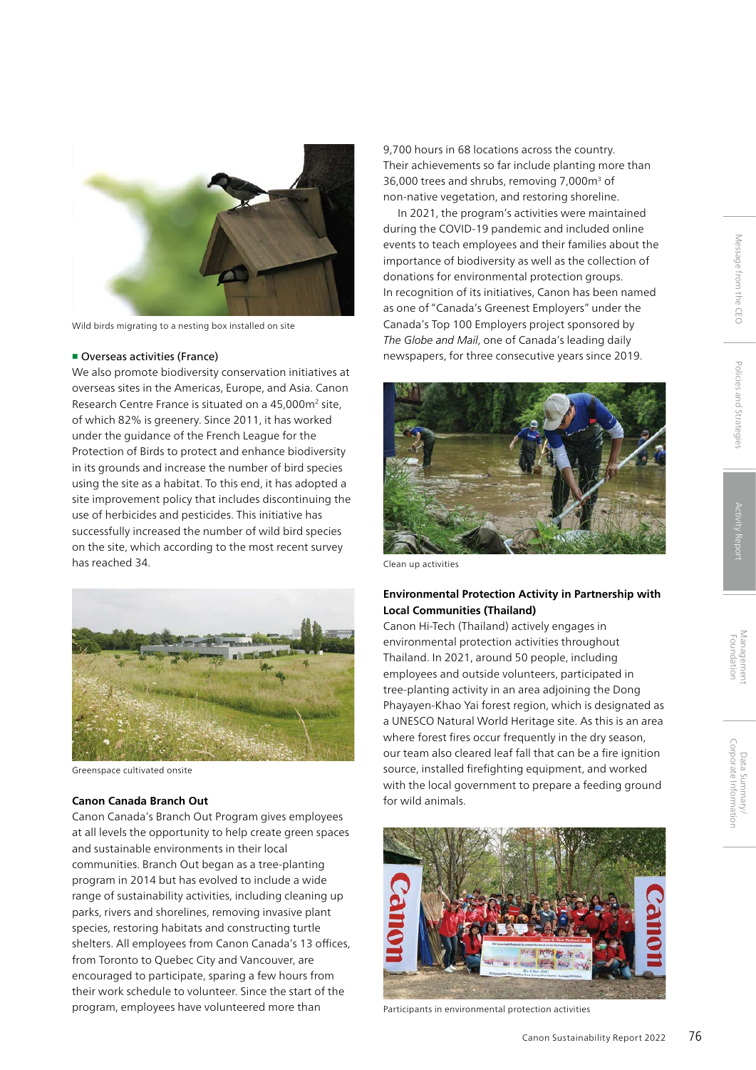Wild birds migrating to a nesting box installed on site

■ Overseas activities (France)

We also promote biodiversity conservation initiatives at overseas sites in the Americas, Europe, and Asia. Canon Research Centre France is situated on a 45,000m$^2$ site, of which 82% is greenery. Since 2011, it has worked under the guidance of the French League for the Protection of Birds to protect and enhance biodiversity in its grounds and increase the number of bird species using the site as a habitat. To this end, it has adopted a site improvement policy that includes discontinuing the use of herbicides and pesticides. This initiative has successfully increased the number of wild bird species on the site, which according to the most recent survey has reached 34.

Greenspace cultivated onsite

### Canon Canada Branch Out

Canon Canada's Branch Out Program gives employees at all levels the opportunity to help create green spaces and sustainable environments in their local communities. Branch Out began as a tree-planting program in 2014 but has evolved to include a wide range of sustainability activities, including cleaning up parks, rivers and shorelines, removing invasive plant species, restoring habitats and constructing turtle shelters. All employees from Canon Canada's 13 offices, from Toronto to Quebec City and Vancouver, are encouraged to participate, sparing a few hours from their work schedule to volunteer. Since the start of the program, employees have volunteered more than 9,700 hours in 68 locations across the country. Their achievements so far include planting more than 36,000 trees and shrubs, removing 7,000m$^3$ of non-native vegetation, and restoring shoreline.

In 2021, the program's activities were maintained during the COVID-19 pandemic and included online events to teach employees and their families about the importance of biodiversity as well as the collection of donations for environmental protection groups.
In recognition of its initiatives, Canon has been named as one of "Canada's Greenest Employers" under the Canada's Top 100 Employers project sponsored by *The Globe and Mail*, one of Canada's leading daily newspapers, for three consecutive years since 2019.

Clean up activities

### Environmental Protection Activity in Partnership with Local Communities (Thailand)

Canon Hi-Tech (Thailand) actively engages in environmental protection activities throughout Thailand. In 2021, around 50 people, including employees and outside volunteers, participated in tree-planting activity in an area adjoining the Dong Phayayen-Khao Yai forest region, which is designated as a UNESCO Natural World Heritage site. As this is an area where forest fires occur frequently in the dry season, our team also cleared leaf fall that can be a fire ignition source, installed firefighting equipment, and worked with the local government to prepare a feeding ground for wild animals.

Participants in environmental protection activities